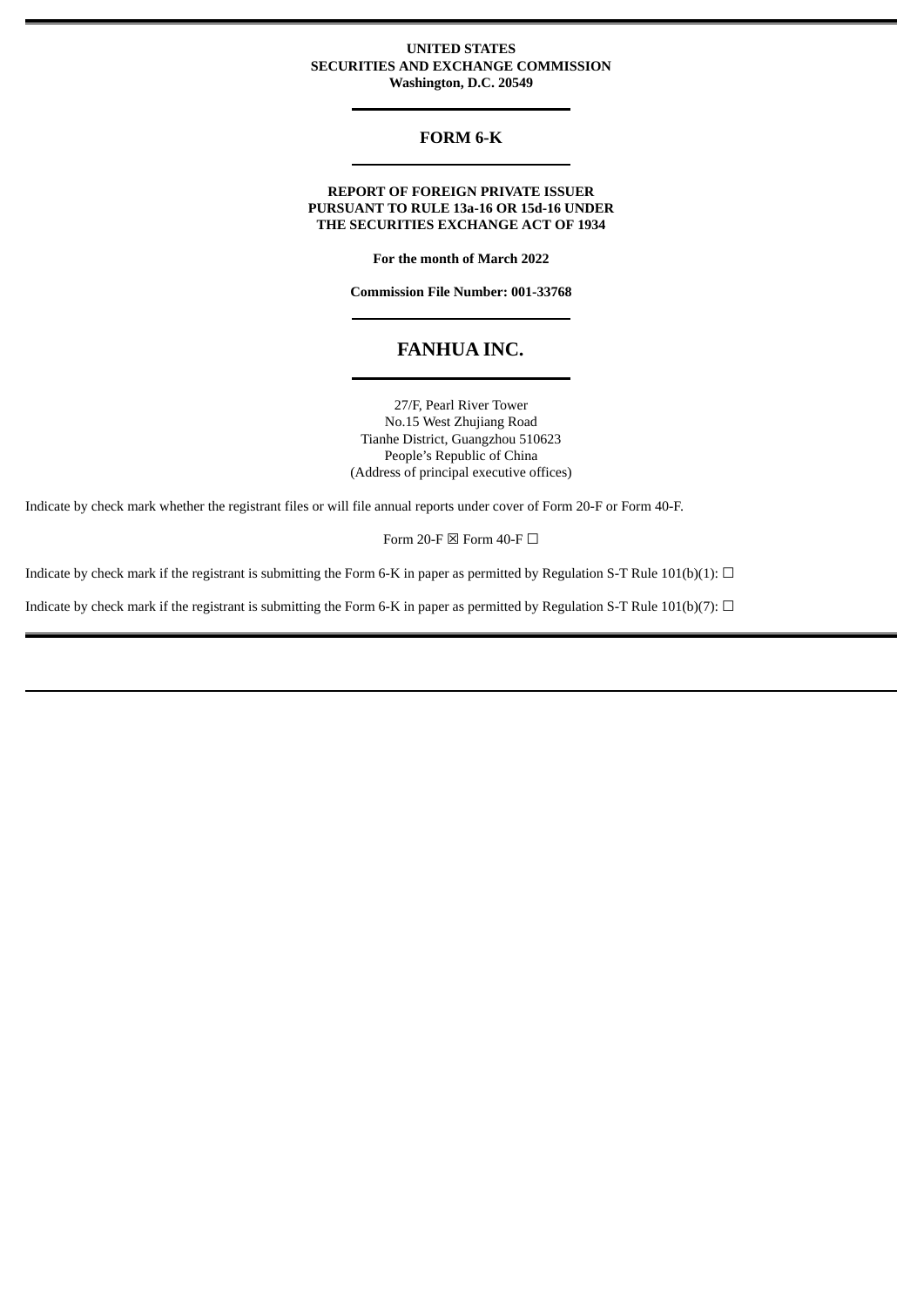**UNITED STATES**
**SECURITIES AND EXCHANGE COMMISSION**
**Washington, D.C. 20549**

# FORM 6-K

**REPORT OF FOREIGN PRIVATE ISSUER**
**PURSUANT TO RULE 13a-16 OR 15d-16 UNDER**
**THE SECURITIES EXCHANGE ACT OF 1934**

**For the month of March 2022**

**Commission File Number: 001-33768**

# FANHUA INC.

27/F, Pearl River Tower
No.15 West Zhujiang Road
Tianhe District, Guangzhou 510623
People's Republic of China
(Address of principal executive offices)

Indicate by check mark whether the registrant files or will file annual reports under cover of Form 20-F or Form 40-F.

Form 20-F ☒ Form 40-F ☐

Indicate by check mark if the registrant is submitting the Form 6-K in paper as permitted by Regulation S-T Rule 101(b)(1): ☐

Indicate by check mark if the registrant is submitting the Form 6-K in paper as permitted by Regulation S-T Rule 101(b)(7): ☐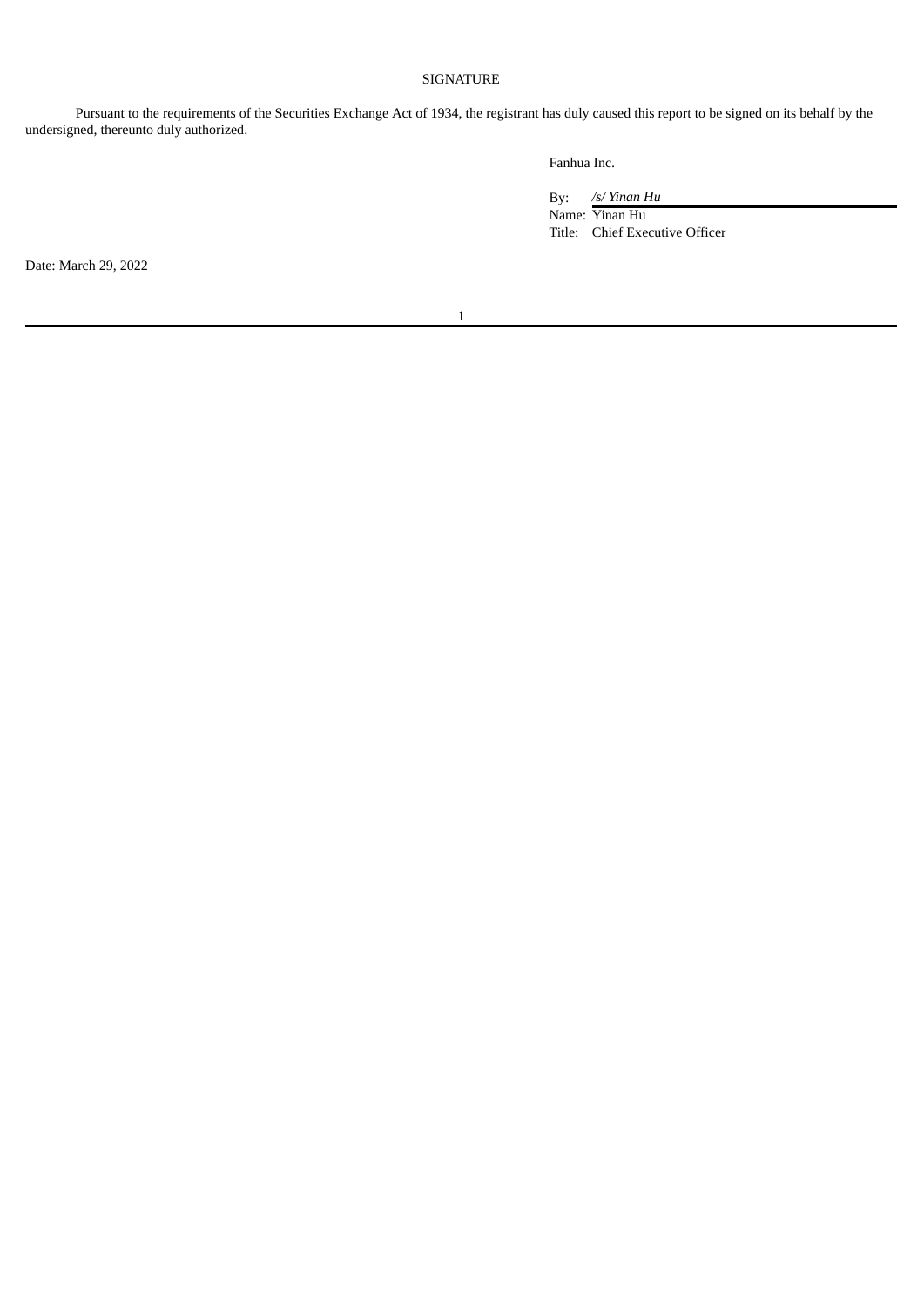SIGNATURE

Pursuant to the requirements of the Securities Exchange Act of 1934, the registrant has duly caused this report to be signed on its behalf by the undersigned, thereunto duly authorized.

Fanhua Inc.

By: */s/ Yinan Hu*

Name: Yinan Hu

Title: Chief Executive Officer

Date: March 29, 2022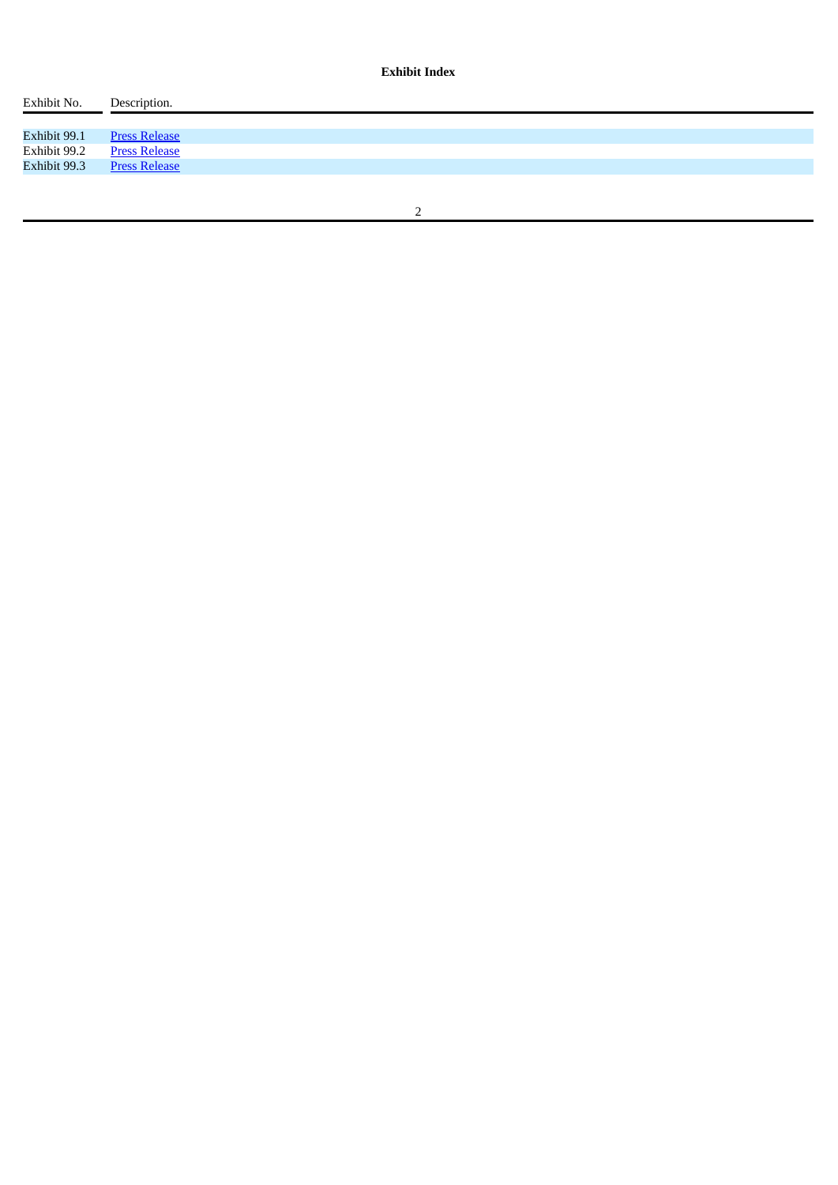**Exhibit Index**

| Exhibit No. | Description. |
| --- | --- |
| Exhibit 99.1 | Press Release |
| Exhibit 99.2 | Press Release |
| Exhibit 99.3 | Press Release |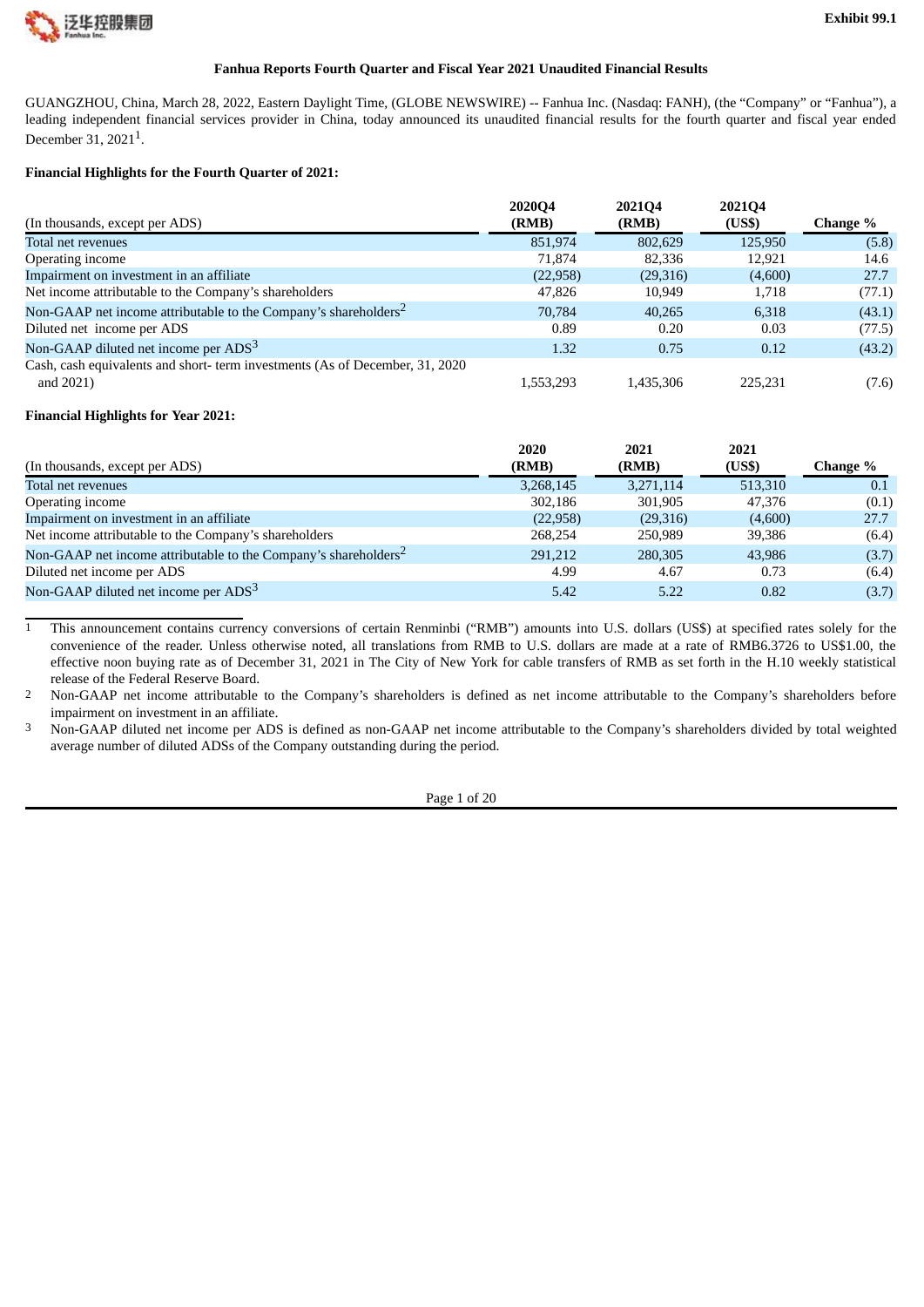Exhibit 99.1

**Fanhua Reports Fourth Quarter and Fiscal Year 2021 Unaudited Financial Results**

GUANGZHOU, China, March 28, 2022, Eastern Daylight Time, (GLOBE NEWSWIRE) -- Fanhua Inc. (Nasdaq: FANH), (the "Company" or "Fanhua"), a leading independent financial services provider in China, today announced its unaudited financial results for the fourth quarter and fiscal year ended December 31, 2021[1].

**Financial Highlights for the Fourth Quarter of 2021:**

| (In thousands, except per ADS) | 2020Q4 (RMB) | 2021Q4 (RMB) | 2021Q4 (US$) | Change % |
|---|---|---|---|---|
| Total net revenues | 851,974 | 802,629 | 125,950 | (5.8) |
| Operating income | 71,874 | 82,336 | 12,921 | 14.6 |
| Impairment on investment in an affiliate | (22,958) | (29,316) | (4,600) | 27.7 |
| Net income attributable to the Company's shareholders | 47,826 | 10,949 | 1,718 | (77.1) |
| Non-GAAP net income attributable to the Company's shareholders[2] | 70,784 | 40,265 | 6,318 | (43.1) |
| Diluted net income per ADS | 0.89 | 0.20 | 0.03 | (77.5) |
| Non-GAAP diluted net income per ADS[3] | 1.32 | 0.75 | 0.12 | (43.2) |
| Cash, cash equivalents and short- term investments (As of December, 31, 2020 and 2021) | 1,553,293 | 1,435,306 | 225,231 | (7.6) |

**Financial Highlights for Year 2021:**

| (In thousands, except per ADS) | 2020 (RMB) | 2021 (RMB) | 2021 (US$) | Change % |
|---|---|---|---|---|
| Total net revenues | 3,268,145 | 3,271,114 | 513,310 | 0.1 |
| Operating income | 302,186 | 301,905 | 47,376 | (0.1) |
| Impairment on investment in an affiliate | (22,958) | (29,316) | (4,600) | 27.7 |
| Net income attributable to the Company's shareholders | 268,254 | 250,989 | 39,386 | (6.4) |
| Non-GAAP net income attributable to the Company's shareholders[2] | 291,212 | 280,305 | 43,986 | (3.7) |
| Diluted net income per ADS | 4.99 | 4.67 | 0.73 | (6.4) |
| Non-GAAP diluted net income per ADS[3] | 5.42 | 5.22 | 0.82 | (3.7) |

1 This announcement contains currency conversions of certain Renminbi ("RMB") amounts into U.S. dollars (US$) at specified rates solely for the convenience of the reader. Unless otherwise noted, all translations from RMB to U.S. dollars are made at a rate of RMB6.3726 to US$1.00, the effective noon buying rate as of December 31, 2021 in The City of New York for cable transfers of RMB as set forth in the H.10 weekly statistical release of the Federal Reserve Board.

2 Non-GAAP net income attributable to the Company's shareholders is defined as net income attributable to the Company's shareholders before impairment on investment in an affiliate.

3 Non-GAAP diluted net income per ADS is defined as non-GAAP net income attributable to the Company's shareholders divided by total weighted average number of diluted ADSs of the Company outstanding during the period.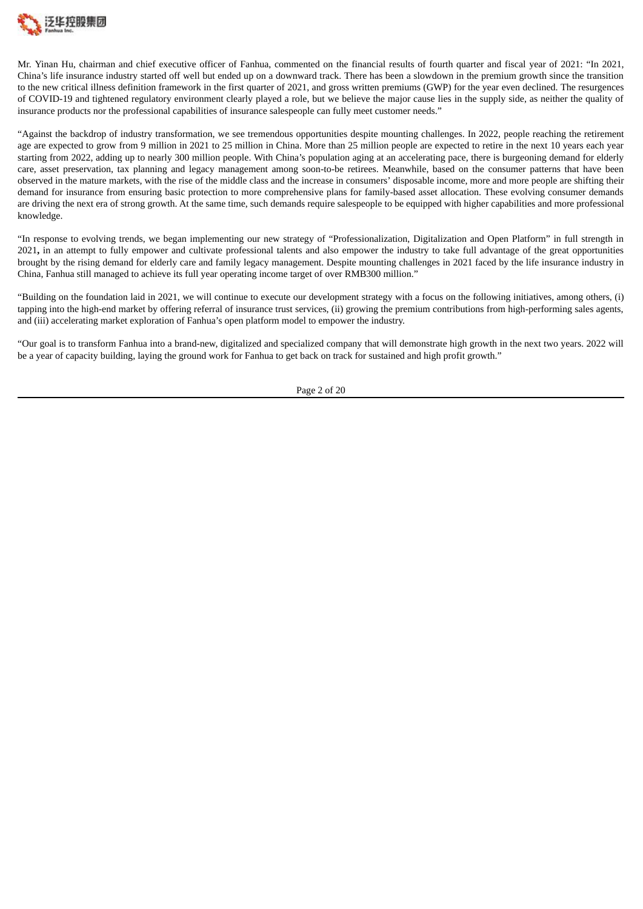Mr. Yinan Hu, chairman and chief executive officer of Fanhua, commented on the financial results of fourth quarter and fiscal year of 2021: "In 2021, China's life insurance industry started off well but ended up on a downward track. There has been a slowdown in the premium growth since the transition to the new critical illness definition framework in the first quarter of 2021, and gross written premiums (GWP) for the year even declined. The resurgences of COVID-19 and tightened regulatory environment clearly played a role, but we believe the major cause lies in the supply side, as neither the quality of insurance products nor the professional capabilities of insurance salespeople can fully meet customer needs."

"Against the backdrop of industry transformation, we see tremendous opportunities despite mounting challenges. In 2022, people reaching the retirement age are expected to grow from 9 million in 2021 to 25 million in China. More than 25 million people are expected to retire in the next 10 years each year starting from 2022, adding up to nearly 300 million people. With China's population aging at an accelerating pace, there is burgeoning demand for elderly care, asset preservation, tax planning and legacy management among soon-to-be retirees. Meanwhile, based on the consumer patterns that have been observed in the mature markets, with the rise of the middle class and the increase in consumers' disposable income, more and more people are shifting their demand for insurance from ensuring basic protection to more comprehensive plans for family-based asset allocation. These evolving consumer demands are driving the next era of strong growth. At the same time, such demands require salespeople to be equipped with higher capabilities and more professional knowledge.

"In response to evolving trends, we began implementing our new strategy of "Professionalization, Digitalization and Open Platform" in full strength in 2021**,** in an attempt to fully empower and cultivate professional talents and also empower the industry to take full advantage of the great opportunities brought by the rising demand for elderly care and family legacy management. Despite mounting challenges in 2021 faced by the life insurance industry in China, Fanhua still managed to achieve its full year operating income target of over RMB300 million."

"Building on the foundation laid in 2021, we will continue to execute our development strategy with a focus on the following initiatives, among others, (i) tapping into the high-end market by offering referral of insurance trust services, (ii) growing the premium contributions from high-performing sales agents, and (iii) accelerating market exploration of Fanhua's open platform model to empower the industry.

"Our goal is to transform Fanhua into a brand-new, digitalized and specialized company that will demonstrate high growth in the next two years. 2022 will be a year of capacity building, laying the ground work for Fanhua to get back on track for sustained and high profit growth."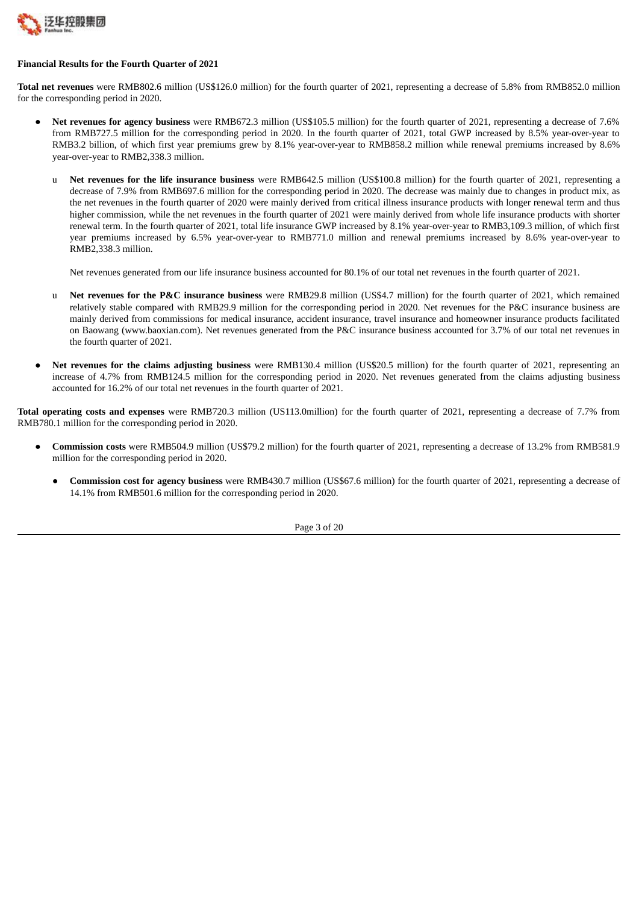**Financial Results for the Fourth Quarter of 2021**

**Total net revenues** were RMB802.6 million (US$126.0 million) for the fourth quarter of 2021, representing a decrease of 5.8% from RMB852.0 million for the corresponding period in 2020.

- **Net revenues for agency business** were RMB672.3 million (US$105.5 million) for the fourth quarter of 2021, representing a decrease of 7.6% from RMB727.5 million for the corresponding period in 2020. In the fourth quarter of 2021, total GWP increased by 8.5% year-over-year to RMB3.2 billion, of which first year premiums grew by 8.1% year-over-year to RMB858.2 million while renewal premiums increased by 8.6% year-over-year to RMB2,338.3 million.

  - **Net revenues for the life insurance business** were RMB642.5 million (US$100.8 million) for the fourth quarter of 2021, representing a decrease of 7.9% from RMB697.6 million for the corresponding period in 2020. The decrease was mainly due to changes in product mix, as the net revenues in the fourth quarter of 2020 were mainly derived from critical illness insurance products with longer renewal term and thus higher commission, while the net revenues in the fourth quarter of 2021 were mainly derived from whole life insurance products with shorter renewal term. In the fourth quarter of 2021, total life insurance GWP increased by 8.1% year-over-year to RMB3,109.3 million, of which first year premiums increased by 6.5% year-over-year to RMB771.0 million and renewal premiums increased by 8.6% year-over-year to RMB2,338.3 million.

    Net revenues generated from our life insurance business accounted for 80.1% of our total net revenues in the fourth quarter of 2021.

  - **Net revenues for the P&C insurance business** were RMB29.8 million (US$4.7 million) for the fourth quarter of 2021, which remained relatively stable compared with RMB29.9 million for the corresponding period in 2020. Net revenues for the P&C insurance business are mainly derived from commissions for medical insurance, accident insurance, travel insurance and homeowner insurance products facilitated on Baowang (www.baoxian.com). Net revenues generated from the P&C insurance business accounted for 3.7% of our total net revenues in the fourth quarter of 2021.

- **Net revenues for the claims adjusting business** were RMB130.4 million (US$20.5 million) for the fourth quarter of 2021, representing an increase of 4.7% from RMB124.5 million for the corresponding period in 2020. Net revenues generated from the claims adjusting business accounted for 16.2% of our total net revenues in the fourth quarter of 2021.

**Total operating costs and expenses** were RMB720.3 million (US113.0million) for the fourth quarter of 2021, representing a decrease of 7.7% from RMB780.1 million for the corresponding period in 2020.

- **Commission costs** were RMB504.9 million (US$79.2 million) for the fourth quarter of 2021, representing a decrease of 13.2% from RMB581.9 million for the corresponding period in 2020.

  - **Commission cost for agency business** were RMB430.7 million (US$67.6 million) for the fourth quarter of 2021, representing a decrease of 14.1% from RMB501.6 million for the corresponding period in 2020.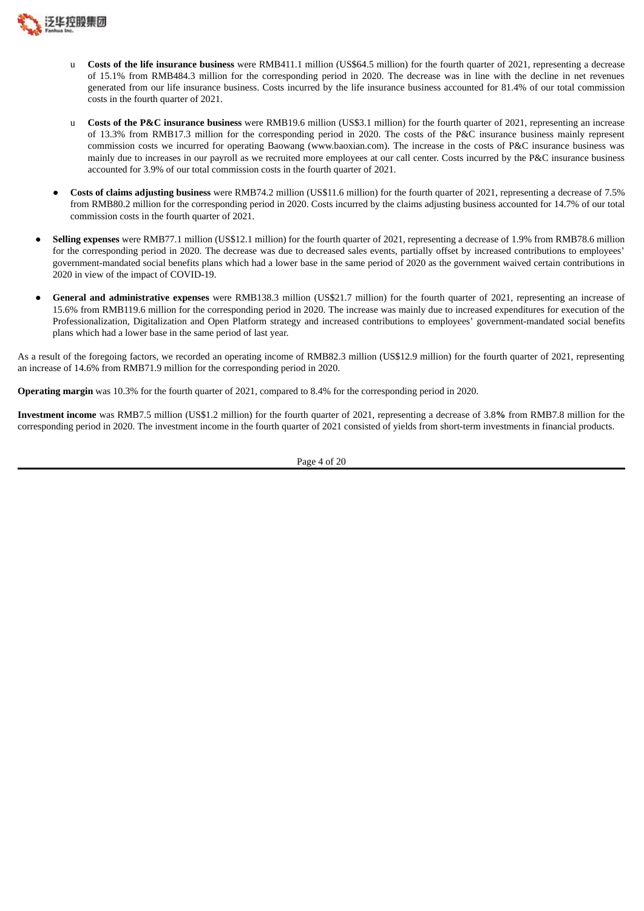- **Costs of the life insurance business** were RMB411.1 million (US$64.5 million) for the fourth quarter of 2021, representing a decrease of 15.1% from RMB484.3 million for the corresponding period in 2020. The decrease was in line with the decline in net revenues generated from our life insurance business. Costs incurred by the life insurance business accounted for 81.4% of our total commission costs in the fourth quarter of 2021.

- **Costs of the P&C insurance business** were RMB19.6 million (US$3.1 million) for the fourth quarter of 2021, representing an increase of 13.3% from RMB17.3 million for the corresponding period in 2020. The costs of the P&C insurance business mainly represent commission costs we incurred for operating Baowang (www.baoxian.com). The increase in the costs of P&C insurance business was mainly due to increases in our payroll as we recruited more employees at our call center. Costs incurred by the P&C insurance business accounted for 3.9% of our total commission costs in the fourth quarter of 2021.

- **Costs of claims adjusting business** were RMB74.2 million (US$11.6 million) for the fourth quarter of 2021, representing a decrease of 7.5% from RMB80.2 million for the corresponding period in 2020. Costs incurred by the claims adjusting business accounted for 14.7% of our total commission costs in the fourth quarter of 2021.

- **Selling expenses** were RMB77.1 million (US$12.1 million) for the fourth quarter of 2021, representing a decrease of 1.9% from RMB78.6 million for the corresponding period in 2020. The decrease was due to decreased sales events, partially offset by increased contributions to employees' government-mandated social benefits plans which had a lower base in the same period of 2020 as the government waived certain contributions in 2020 in view of the impact of COVID-19.

- **General and administrative expenses** were RMB138.3 million (US$21.7 million) for the fourth quarter of 2021, representing an increase of 15.6% from RMB119.6 million for the corresponding period in 2020. The increase was mainly due to increased expenditures for execution of the Professionalization, Digitalization and Open Platform strategy and increased contributions to employees' government-mandated social benefits plans which had a lower base in the same period of last year.

As a result of the foregoing factors, we recorded an operating income of RMB82.3 million (US$12.9 million) for the fourth quarter of 2021, representing an increase of 14.6% from RMB71.9 million for the corresponding period in 2020.

**Operating margin** was 10.3% for the fourth quarter of 2021, compared to 8.4% for the corresponding period in 2020.

**Investment income** was RMB7.5 million (US$1.2 million) for the fourth quarter of 2021, representing a decrease of 3.8**%** from RMB7.8 million for the corresponding period in 2020. The investment income in the fourth quarter of 2021 consisted of yields from short-term investments in financial products.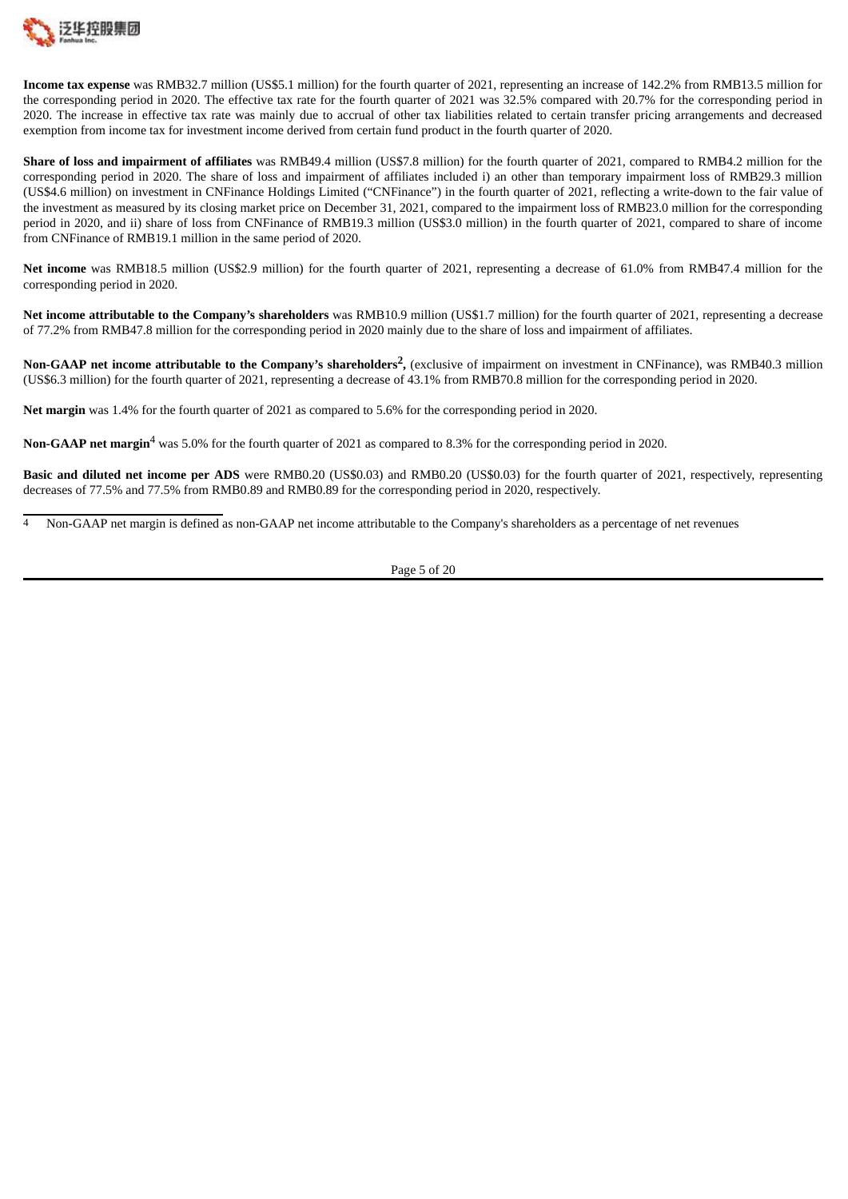**Income tax expense** was RMB32.7 million (US$5.1 million) for the fourth quarter of 2021, representing an increase of 142.2% from RMB13.5 million for the corresponding period in 2020. The effective tax rate for the fourth quarter of 2021 was 32.5% compared with 20.7% for the corresponding period in 2020. The increase in effective tax rate was mainly due to accrual of other tax liabilities related to certain transfer pricing arrangements and decreased exemption from income tax for investment income derived from certain fund product in the fourth quarter of 2020.

**Share of loss and impairment of affiliates** was RMB49.4 million (US$7.8 million) for the fourth quarter of 2021, compared to RMB4.2 million for the corresponding period in 2020. The share of loss and impairment of affiliates included i) an other than temporary impairment loss of RMB29.3 million (US$4.6 million) on investment in CNFinance Holdings Limited ("CNFinance") in the fourth quarter of 2021, reflecting a write-down to the fair value of the investment as measured by its closing market price on December 31, 2021, compared to the impairment loss of RMB23.0 million for the corresponding period in 2020, and ii) share of loss from CNFinance of RMB19.3 million (US$3.0 million) in the fourth quarter of 2021, compared to share of income from CNFinance of RMB19.1 million in the same period of 2020.

**Net income** was RMB18.5 million (US$2.9 million) for the fourth quarter of 2021, representing a decrease of 61.0% from RMB47.4 million for the corresponding period in 2020.

**Net income attributable to the Company's shareholders** was RMB10.9 million (US$1.7 million) for the fourth quarter of 2021, representing a decrease of 77.2% from RMB47.8 million for the corresponding period in 2020 mainly due to the share of loss and impairment of affiliates.

**Non-GAAP net income attributable to the Company's shareholders[2],** (exclusive of impairment on investment in CNFinance), was RMB40.3 million (US$6.3 million) for the fourth quarter of 2021, representing a decrease of 43.1% from RMB70.8 million for the corresponding period in 2020.

**Net margin** was 1.4% for the fourth quarter of 2021 as compared to 5.6% for the corresponding period in 2020.

**Non-GAAP net margin[4]** was 5.0% for the fourth quarter of 2021 as compared to 8.3% for the corresponding period in 2020.

**Basic and diluted net income per ADS** were RMB0.20 (US$0.03) and RMB0.20 (US$0.03) for the fourth quarter of 2021, respectively, representing decreases of 77.5% and 77.5% from RMB0.89 and RMB0.89 for the corresponding period in 2020, respectively.

---

[4] Non-GAAP net margin is defined as non-GAAP net income attributable to the Company's shareholders as a percentage of net revenues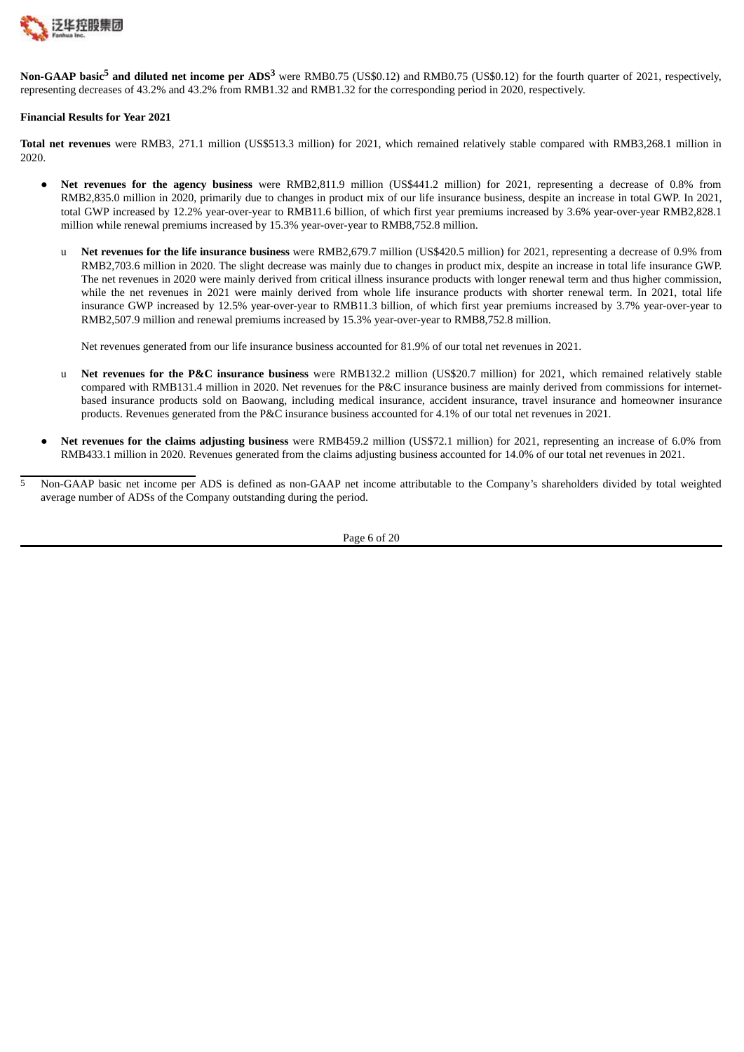**Non-GAAP basic[5] and diluted net income per ADS[3]** were RMB0.75 (US$0.12) and RMB0.75 (US$0.12) for the fourth quarter of 2021, respectively, representing decreases of 43.2% and 43.2% from RMB1.32 and RMB1.32 for the corresponding period in 2020, respectively.

**Financial Results for Year 2021**

**Total net revenues** were RMB3, 271.1 million (US$513.3 million) for 2021, which remained relatively stable compared with RMB3,268.1 million in 2020.

- **Net revenues for the agency business** were RMB2,811.9 million (US$441.2 million) for 2021, representing a decrease of 0.8% from RMB2,835.0 million in 2020, primarily due to changes in product mix of our life insurance business, despite an increase in total GWP. In 2021, total GWP increased by 12.2% year-over-year to RMB11.6 billion, of which first year premiums increased by 3.6% year-over-year RMB2,828.1 million while renewal premiums increased by 15.3% year-over-year to RMB8,752.8 million.

  - **Net revenues for the life insurance business** were RMB2,679.7 million (US$420.5 million) for 2021, representing a decrease of 0.9% from RMB2,703.6 million in 2020. The slight decrease was mainly due to changes in product mix, despite an increase in total life insurance GWP. The net revenues in 2020 were mainly derived from critical illness insurance products with longer renewal term and thus higher commission, while the net revenues in 2021 were mainly derived from whole life insurance products with shorter renewal term. In 2021, total life insurance GWP increased by 12.5% year-over-year to RMB11.3 billion, of which first year premiums increased by 3.7% year-over-year to RMB2,507.9 million and renewal premiums increased by 15.3% year-over-year to RMB8,752.8 million.

    Net revenues generated from our life insurance business accounted for 81.9% of our total net revenues in 2021.

  - **Net revenues for the P&C insurance business** were RMB132.2 million (US$20.7 million) for 2021, which remained relatively stable compared with RMB131.4 million in 2020. Net revenues for the P&C insurance business are mainly derived from commissions for internet-based insurance products sold on Baowang, including medical insurance, accident insurance, travel insurance and homeowner insurance products. Revenues generated from the P&C insurance business accounted for 4.1% of our total net revenues in 2021.

- **Net revenues for the claims adjusting business** were RMB459.2 million (US$72.1 million) for 2021, representing an increase of 6.0% from RMB433.1 million in 2020. Revenues generated from the claims adjusting business accounted for 14.0% of our total net revenues in 2021.

[5] Non-GAAP basic net income per ADS is defined as non-GAAP net income attributable to the Company's shareholders divided by total weighted average number of ADSs of the Company outstanding during the period.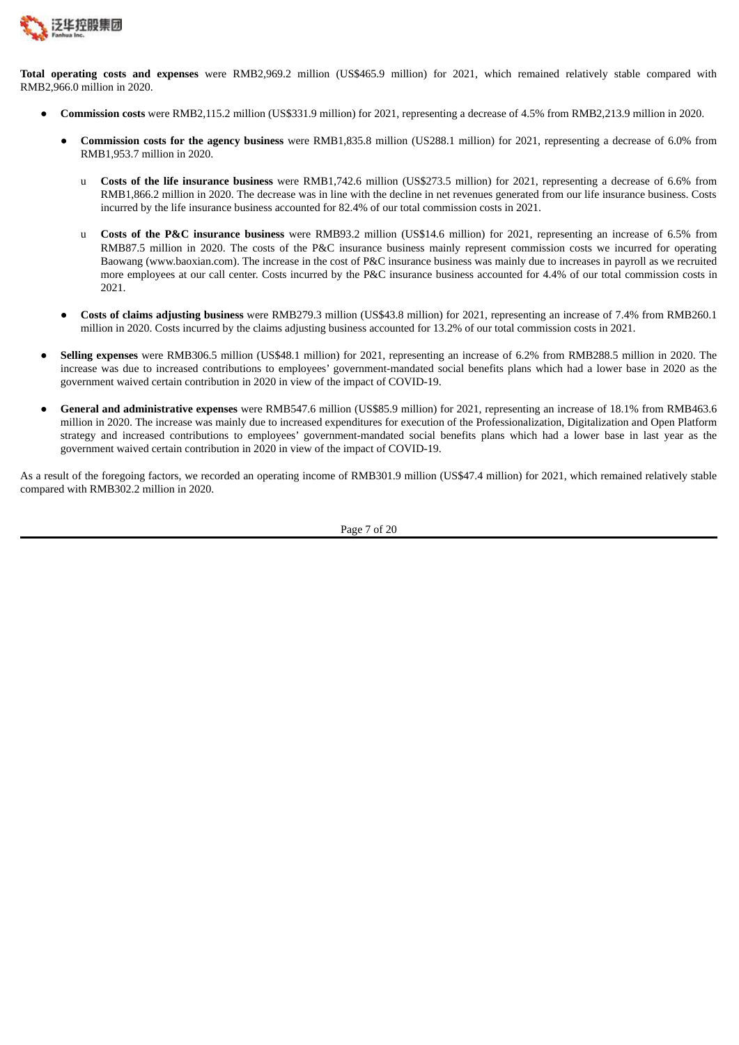**Total operating costs and expenses** were RMB2,969.2 million (US$465.9 million) for 2021, which remained relatively stable compared with RMB2,966.0 million in 2020.

- **Commission costs** were RMB2,115.2 million (US$331.9 million) for 2021, representing a decrease of 4.5% from RMB2,213.9 million in 2020.
  - **Commission costs for the agency business** were RMB1,835.8 million (US288.1 million) for 2021, representing a decrease of 6.0% from RMB1,953.7 million in 2020.
    - **Costs of the life insurance business** were RMB1,742.6 million (US$273.5 million) for 2021, representing a decrease of 6.6% from RMB1,866.2 million in 2020. The decrease was in line with the decline in net revenues generated from our life insurance business. Costs incurred by the life insurance business accounted for 82.4% of our total commission costs in 2021.
    - **Costs of the P&C insurance business** were RMB93.2 million (US$14.6 million) for 2021, representing an increase of 6.5% from RMB87.5 million in 2020. The costs of the P&C insurance business mainly represent commission costs we incurred for operating Baowang (www.baoxian.com). The increase in the cost of P&C insurance business was mainly due to increases in payroll as we recruited more employees at our call center. Costs incurred by the P&C insurance business accounted for 4.4% of our total commission costs in 2021.
  - **Costs of claims adjusting business** were RMB279.3 million (US$43.8 million) for 2021, representing an increase of 7.4% from RMB260.1 million in 2020. Costs incurred by the claims adjusting business accounted for 13.2% of our total commission costs in 2021.
- **Selling expenses** were RMB306.5 million (US$48.1 million) for 2021, representing an increase of 6.2% from RMB288.5 million in 2020. The increase was due to increased contributions to employees' government-mandated social benefits plans which had a lower base in 2020 as the government waived certain contribution in 2020 in view of the impact of COVID-19.
- **General and administrative expenses** were RMB547.6 million (US$85.9 million) for 2021, representing an increase of 18.1% from RMB463.6 million in 2020. The increase was mainly due to increased expenditures for execution of the Professionalization, Digitalization and Open Platform strategy and increased contributions to employees' government-mandated social benefits plans which had a lower base in last year as the government waived certain contribution in 2020 in view of the impact of COVID-19.

As a result of the foregoing factors, we recorded an operating income of RMB301.9 million (US$47.4 million) for 2021, which remained relatively stable compared with RMB302.2 million in 2020.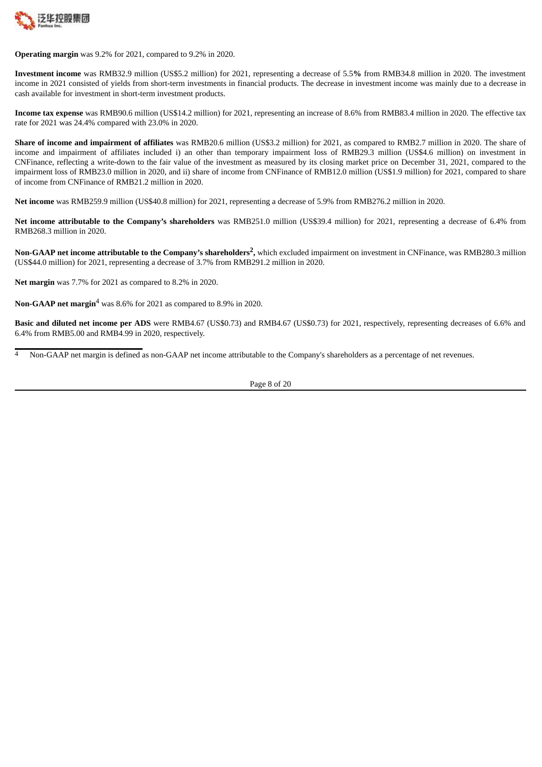**Operating margin** was 9.2% for 2021, compared to 9.2% in 2020.

**Investment income** was RMB32.9 million (US$5.2 million) for 2021, representing a decrease of 5.5**%** from RMB34.8 million in 2020. The investment income in 2021 consisted of yields from short-term investments in financial products. The decrease in investment income was mainly due to a decrease in cash available for investment in short-term investment products.

**Income tax expense** was RMB90.6 million (US$14.2 million) for 2021, representing an increase of 8.6% from RMB83.4 million in 2020. The effective tax rate for 2021 was 24.4% compared with 23.0% in 2020.

**Share of income and impairment of affiliates** was RMB20.6 million (US$3.2 million) for 2021, as compared to RMB2.7 million in 2020. The share of income and impairment of affiliates included i) an other than temporary impairment loss of RMB29.3 million (US$4.6 million) on investment in CNFinance, reflecting a write-down to the fair value of the investment as measured by its closing market price on December 31, 2021, compared to the impairment loss of RMB23.0 million in 2020, and ii) share of income from CNFinance of RMB12.0 million (US$1.9 million) for 2021, compared to share of income from CNFinance of RMB21.2 million in 2020.

**Net income** was RMB259.9 million (US$40.8 million) for 2021, representing a decrease of 5.9% from RMB276.2 million in 2020.

**Net income attributable to the Company's shareholders** was RMB251.0 million (US$39.4 million) for 2021, representing a decrease of 6.4% from RMB268.3 million in 2020.

**Non-GAAP net income attributable to the Company's shareholders[2],** which excluded impairment on investment in CNFinance, was RMB280.3 million (US$44.0 million) for 2021, representing a decrease of 3.7% from RMB291.2 million in 2020.

**Net margin** was 7.7% for 2021 as compared to 8.2% in 2020.

**Non-GAAP net margin[4]** was 8.6% for 2021 as compared to 8.9% in 2020.

**Basic and diluted net income per ADS** were RMB4.67 (US$0.73) and RMB4.67 (US$0.73) for 2021, respectively, representing decreases of 6.6% and 6.4% from RMB5.00 and RMB4.99 in 2020, respectively.

[4] Non-GAAP net margin is defined as non-GAAP net income attributable to the Company's shareholders as a percentage of net revenues.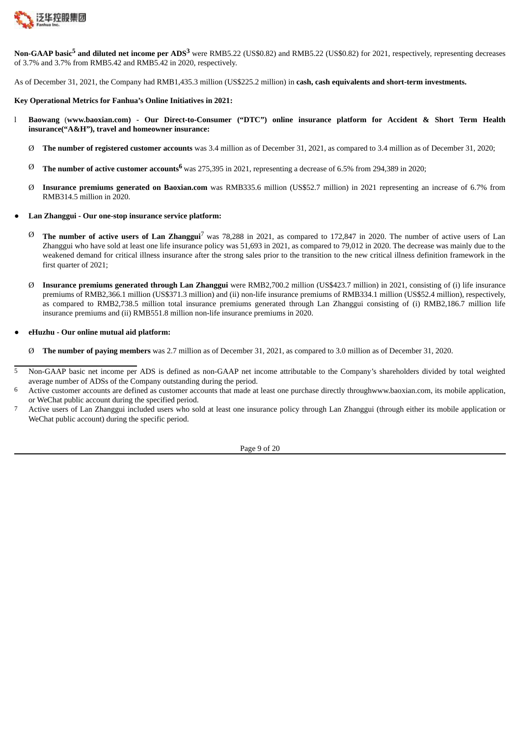**Non-GAAP basic[5] and diluted net income per ADS[3]** were RMB5.22 (US$0.82) and RMB5.22 (US$0.82) for 2021, respectively, representing decreases of 3.7% and 3.7% from RMB5.42 and RMB5.42 in 2020, respectively.

As of December 31, 2021, the Company had RMB1,435.3 million (US$225.2 million) in **cash, cash equivalents and short-term investments.**

**Key Operational Metrics for Fanhua's Online Initiatives in 2021:**

- **Baowang** (**www.baoxian.com) - Our Direct-to-Consumer ("DTC") online insurance platform for Accident & Short Term Health insurance("A&H"), travel and homeowner insurance:**
  - **The number of registered customer accounts** was 3.4 million as of December 31, 2021, as compared to 3.4 million as of December 31, 2020;
  - **The number of active customer accounts[6]** was 275,395 in 2021, representing a decrease of 6.5% from 294,389 in 2020;
  - **Insurance premiums generated on Baoxian.com** was RMB335.6 million (US$52.7 million) in 2021 representing an increase of 6.7% from RMB314.5 million in 2020.

- **Lan Zhanggui - Our one-stop insurance service platform:**
  - **The number of active users of Lan Zhanggui**[7] was 78,288 in 2021, as compared to 172,847 in 2020. The number of active users of Lan Zhanggui who have sold at least one life insurance policy was 51,693 in 2021, as compared to 79,012 in 2020. The decrease was mainly due to the weakened demand for critical illness insurance after the strong sales prior to the transition to the new critical illness definition framework in the first quarter of 2021;
  - **Insurance premiums generated through Lan Zhanggui** were RMB2,700.2 million (US$423.7 million) in 2021, consisting of (i) life insurance premiums of RMB2,366.1 million (US$371.3 million) and (ii) non-life insurance premiums of RMB334.1 million (US$52.4 million), respectively, as compared to RMB2,738.5 million total insurance premiums generated through Lan Zhanggui consisting of (i) RMB2,186.7 million life insurance premiums and (ii) RMB551.8 million non-life insurance premiums in 2020.

- **eHuzhu - Our online mutual aid platform:**
  - **The number of paying members** was 2.7 million as of December 31, 2021, as compared to 3.0 million as of December 31, 2020.

---

5 Non-GAAP basic net income per ADS is defined as non-GAAP net income attributable to the Company's shareholders divided by total weighted average number of ADSs of the Company outstanding during the period.

6 Active customer accounts are defined as customer accounts that made at least one purchase directly throughwww.baoxian.com, its mobile application, or WeChat public account during the specified period.

7 Active users of Lan Zhanggui included users who sold at least one insurance policy through Lan Zhanggui (through either its mobile application or WeChat public account) during the specific period.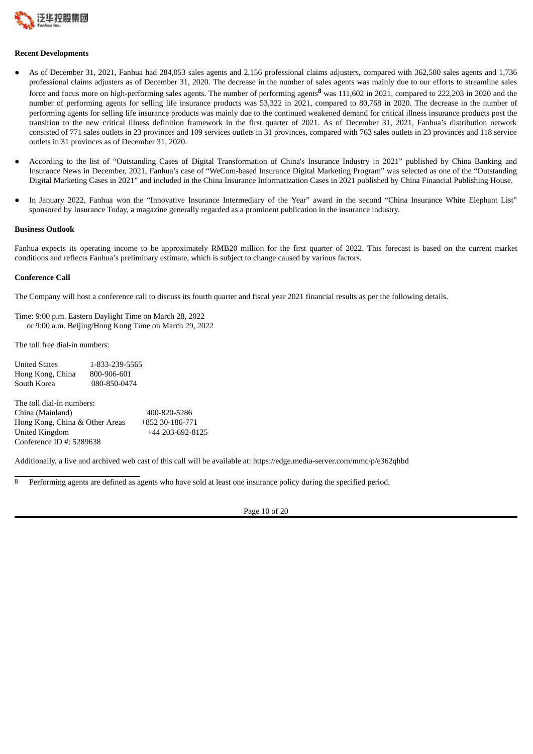**Recent Developments**

- As of December 31, 2021, Fanhua had 284,053 sales agents and 2,156 professional claims adjusters, compared with 362,580 sales agents and 1,736 professional claims adjusters as of December 31, 2020. The decrease in the number of sales agents was mainly due to our efforts to streamline sales force and focus more on high-performing sales agents. The number of performing agents[8] was 111,602 in 2021, compared to 222,203 in 2020 and the number of performing agents for selling life insurance products was 53,322 in 2021, compared to 80,768 in 2020. The decrease in the number of performing agents for selling life insurance products was mainly due to the continued weakened demand for critical illness insurance products post the transition to the new critical illness definition framework in the first quarter of 2021. As of December 31, 2021, Fanhua's distribution network consisted of 771 sales outlets in 23 provinces and 109 services outlets in 31 provinces, compared with 763 sales outlets in 23 provinces and 118 service outlets in 31 provinces as of December 31, 2020.

- According to the list of "Outstanding Cases of Digital Transformation of China's Insurance Industry in 2021" published by China Banking and Insurance News in December, 2021, Fanhua's case of "WeCom-based Insurance Digital Marketing Program" was selected as one of the "Outstanding Digital Marketing Cases in 2021" and included in the China Insurance Informatization Cases in 2021 published by China Financial Publishing House.

- In January 2022, Fanhua won the "Innovative Insurance Intermediary of the Year" award in the second "China Insurance White Elephant List" sponsored by Insurance Today, a magazine generally regarded as a prominent publication in the insurance industry.

**Business Outlook**

Fanhua expects its operating income to be approximately RMB20 million for the first quarter of 2022. This forecast is based on the current market conditions and reflects Fanhua's preliminary estimate, which is subject to change caused by various factors.

**Conference Call**

The Company will host a conference call to discuss its fourth quarter and fiscal year 2021 financial results as per the following details.

Time: 9:00 p.m. Eastern Daylight Time on March 28, 2022
or 9:00 a.m. Beijing/Hong Kong Time on March 29, 2022

The toll free dial-in numbers:

| | |
|---|---|
| United States | 1-833-239-5565 |
| Hong Kong, China | 800-906-601 |
| South Korea | 080-850-0474 |

The toll dial-in numbers:

| | |
|---|---|
| China (Mainland) | 400-820-5286 |
| Hong Kong, China & Other Areas | +852 30-186-771 |
| United Kingdom | +44 203-692-8125 |

Conference ID #: 5289638

Additionally, a live and archived web cast of this call will be available at: https://edge.media-server.com/mmc/p/e362qhbd

[8] Performing agents are defined as agents who have sold at least one insurance policy during the specified period.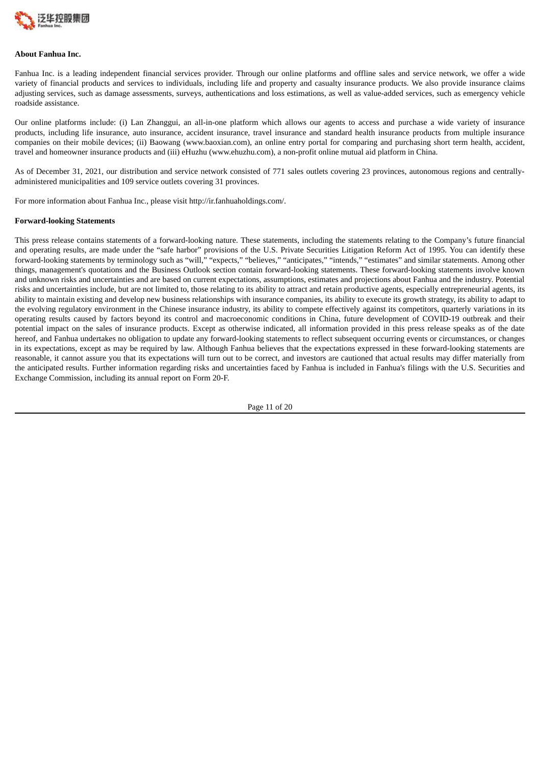**About Fanhua Inc.**

Fanhua Inc. is a leading independent financial services provider. Through our online platforms and offline sales and service network, we offer a wide variety of financial products and services to individuals, including life and property and casualty insurance products. We also provide insurance claims adjusting services, such as damage assessments, surveys, authentications and loss estimations, as well as value-added services, such as emergency vehicle roadside assistance.

Our online platforms include: (i) Lan Zhanggui, an all-in-one platform which allows our agents to access and purchase a wide variety of insurance products, including life insurance, auto insurance, accident insurance, travel insurance and standard health insurance products from multiple insurance companies on their mobile devices; (ii) Baowang (www.baoxian.com), an online entry portal for comparing and purchasing short term health, accident, travel and homeowner insurance products and (iii) eHuzhu (www.ehuzhu.com), a non-profit online mutual aid platform in China.

As of December 31, 2021, our distribution and service network consisted of 771 sales outlets covering 23 provinces, autonomous regions and centrally-administered municipalities and 109 service outlets covering 31 provinces.

For more information about Fanhua Inc., please visit http://ir.fanhuaholdings.com/.

**Forward-looking Statements**

This press release contains statements of a forward-looking nature. These statements, including the statements relating to the Company's future financial and operating results, are made under the "safe harbor" provisions of the U.S. Private Securities Litigation Reform Act of 1995. You can identify these forward-looking statements by terminology such as "will," "expects," "believes," "anticipates," "intends," "estimates" and similar statements. Among other things, management's quotations and the Business Outlook section contain forward-looking statements. These forward-looking statements involve known and unknown risks and uncertainties and are based on current expectations, assumptions, estimates and projections about Fanhua and the industry. Potential risks and uncertainties include, but are not limited to, those relating to its ability to attract and retain productive agents, especially entrepreneurial agents, its ability to maintain existing and develop new business relationships with insurance companies, its ability to execute its growth strategy, its ability to adapt to the evolving regulatory environment in the Chinese insurance industry, its ability to compete effectively against its competitors, quarterly variations in its operating results caused by factors beyond its control and macroeconomic conditions in China, future development of COVID-19 outbreak and their potential impact on the sales of insurance products. Except as otherwise indicated, all information provided in this press release speaks as of the date hereof, and Fanhua undertakes no obligation to update any forward-looking statements to reflect subsequent occurring events or circumstances, or changes in its expectations, except as may be required by law. Although Fanhua believes that the expectations expressed in these forward-looking statements are reasonable, it cannot assure you that its expectations will turn out to be correct, and investors are cautioned that actual results may differ materially from the anticipated results. Further information regarding risks and uncertainties faced by Fanhua is included in Fanhua's filings with the U.S. Securities and Exchange Commission, including its annual report on Form 20-F.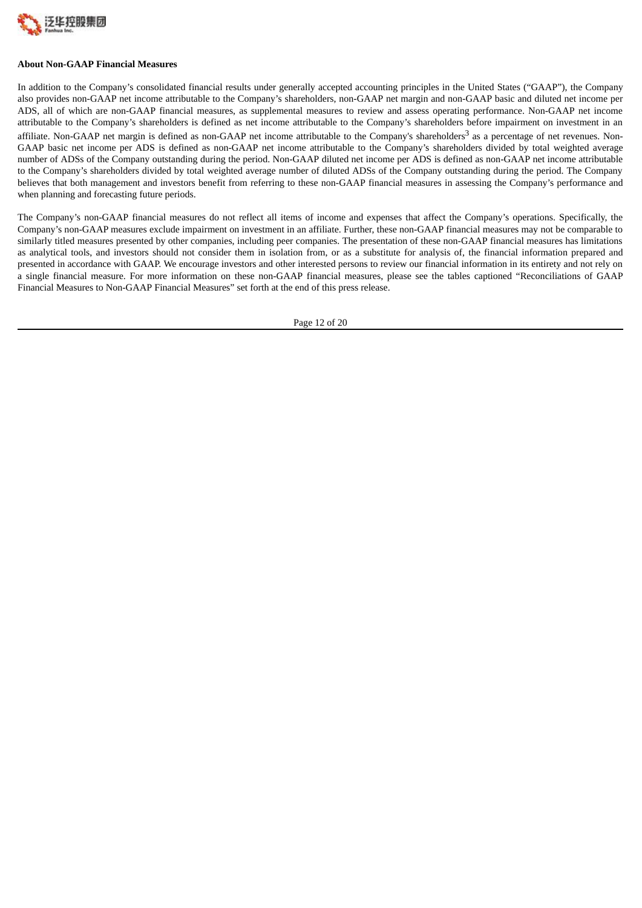**About Non-GAAP Financial Measures**

In addition to the Company's consolidated financial results under generally accepted accounting principles in the United States ("GAAP"), the Company also provides non-GAAP net income attributable to the Company's shareholders, non-GAAP net margin and non-GAAP basic and diluted net income per ADS, all of which are non-GAAP financial measures, as supplemental measures to review and assess operating performance. Non-GAAP net income attributable to the Company's shareholders is defined as net income attributable to the Company's shareholders before impairment on investment in an affiliate. Non-GAAP net margin is defined as non-GAAP net income attributable to the Company's shareholders[3] as a percentage of net revenues. Non-GAAP basic net income per ADS is defined as non-GAAP net income attributable to the Company's shareholders divided by total weighted average number of ADSs of the Company outstanding during the period. Non-GAAP diluted net income per ADS is defined as non-GAAP net income attributable to the Company's shareholders divided by total weighted average number of diluted ADSs of the Company outstanding during the period. The Company believes that both management and investors benefit from referring to these non-GAAP financial measures in assessing the Company's performance and when planning and forecasting future periods.

The Company's non-GAAP financial measures do not reflect all items of income and expenses that affect the Company's operations. Specifically, the Company's non-GAAP measures exclude impairment on investment in an affiliate. Further, these non-GAAP financial measures may not be comparable to similarly titled measures presented by other companies, including peer companies. The presentation of these non-GAAP financial measures has limitations as analytical tools, and investors should not consider them in isolation from, or as a substitute for analysis of, the financial information prepared and presented in accordance with GAAP. We encourage investors and other interested persons to review our financial information in its entirety and not rely on a single financial measure. For more information on these non-GAAP financial measures, please see the tables captioned "Reconciliations of GAAP Financial Measures to Non-GAAP Financial Measures" set forth at the end of this press release.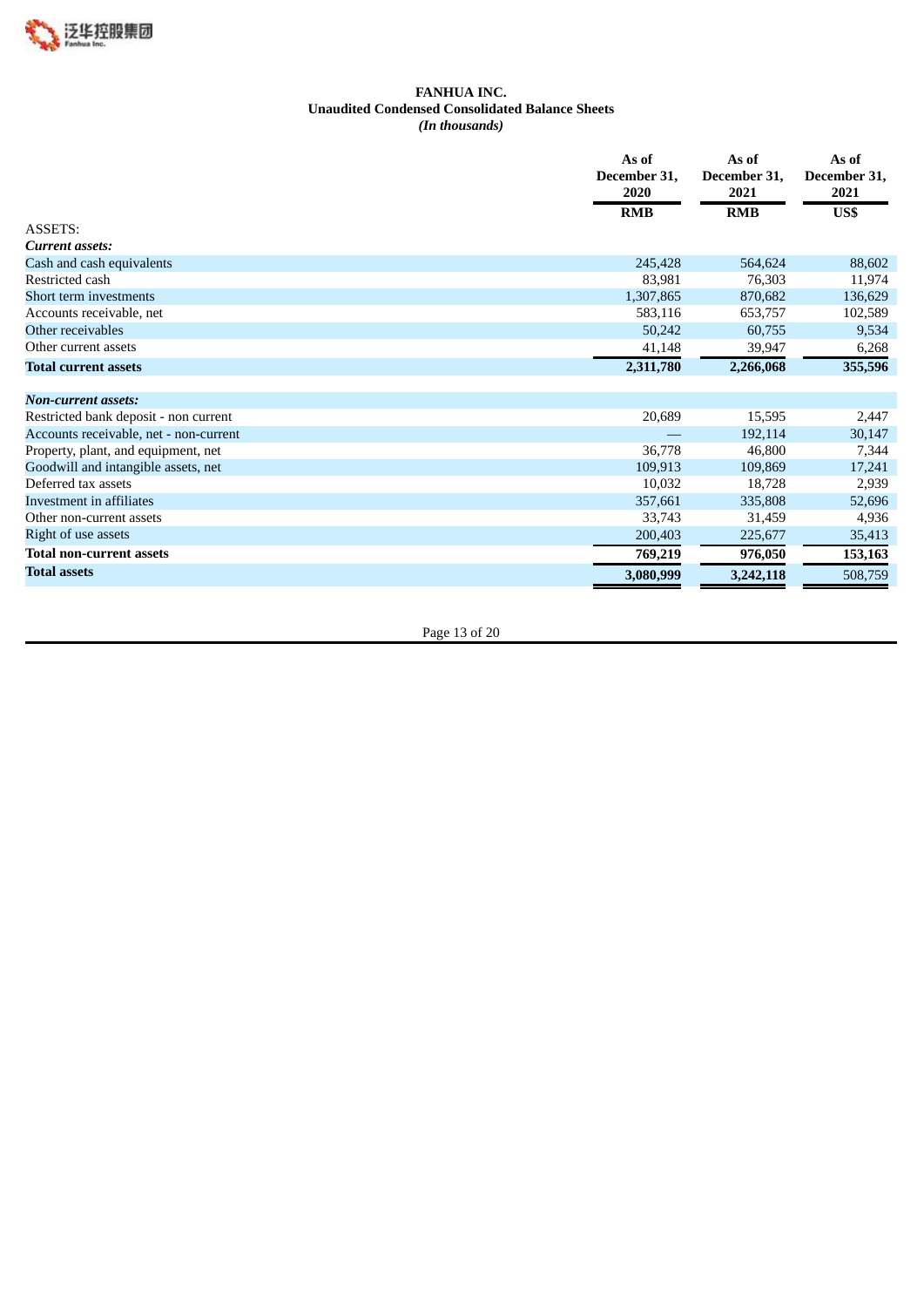**FANHUA INC.**
**Unaudited Condensed Consolidated Balance Sheets**
***(In thousands)***

| | As of December 31, 2020 | As of December 31, 2021 | As of December 31, 2021 |
|---|---|---|---|
| | RMB | RMB | US$ |
| ASSETS: | | | |
| ***Current assets:*** | | | |
| Cash and cash equivalents | 245,428 | 564,624 | 88,602 |
| Restricted cash | 83,981 | 76,303 | 11,974 |
| Short term investments | 1,307,865 | 870,682 | 136,629 |
| Accounts receivable, net | 583,116 | 653,757 | 102,589 |
| Other receivables | 50,242 | 60,755 | 9,534 |
| Other current assets | 41,148 | 39,947 | 6,268 |
| **Total current assets** | **2,311,780** | **2,266,068** | **355,596** |
| | | | |
| ***Non-current assets:*** | | | |
| Restricted bank deposit - non current | 20,689 | 15,595 | 2,447 |
| Accounts receivable, net - non-current | — | 192,114 | 30,147 |
| Property, plant, and equipment, net | 36,778 | 46,800 | 7,344 |
| Goodwill and intangible assets, net | 109,913 | 109,869 | 17,241 |
| Deferred tax assets | 10,032 | 18,728 | 2,939 |
| Investment in affiliates | 357,661 | 335,808 | 52,696 |
| Other non-current assets | 33,743 | 31,459 | 4,936 |
| Right of use assets | 200,403 | 225,677 | 35,413 |
| **Total non-current assets** | **769,219** | **976,050** | **153,163** |
| **Total assets** | **3,080,999** | **3,242,118** | 508,759 |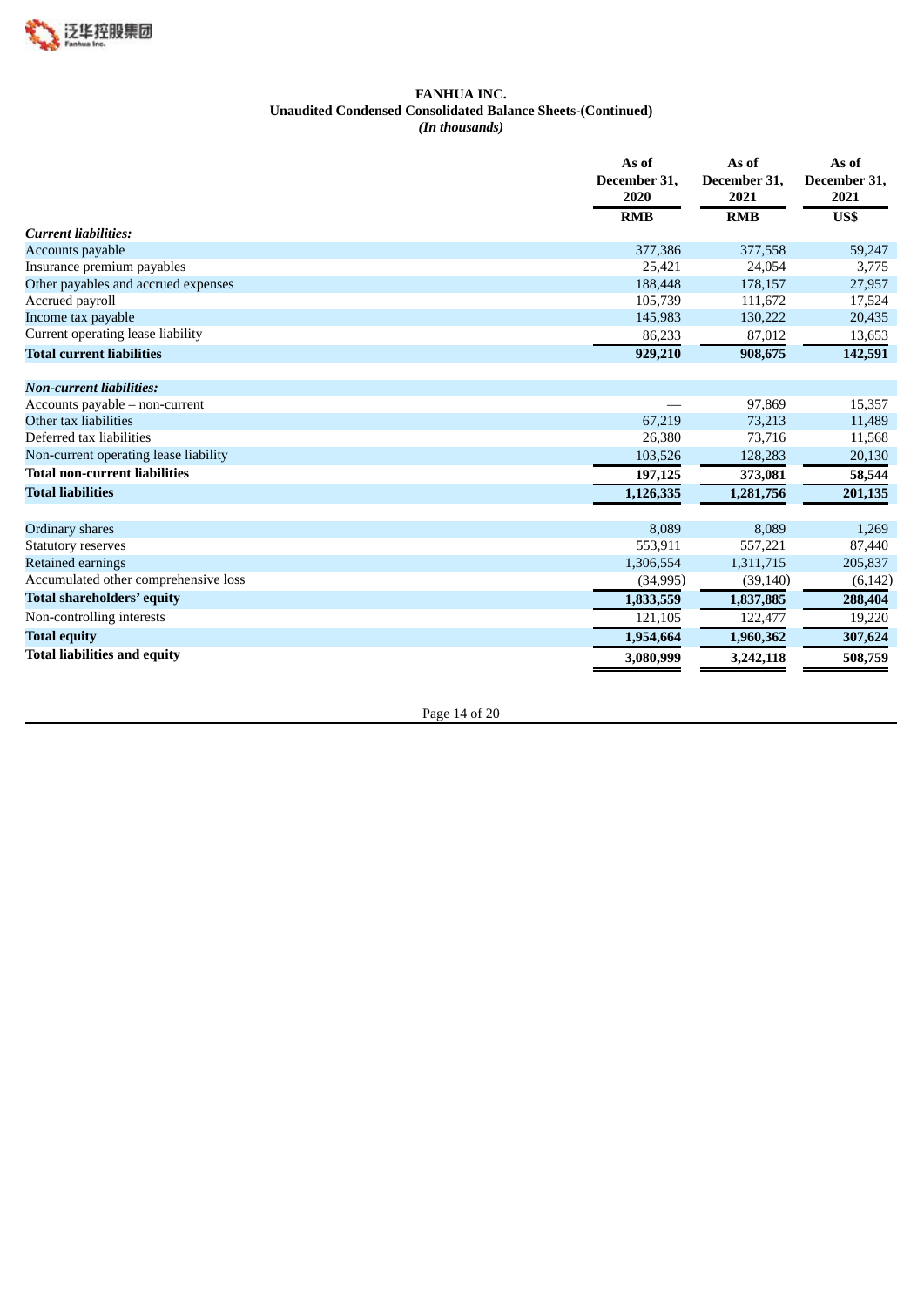**FANHUA INC.**
**Unaudited Condensed Consolidated Balance Sheets-(Continued)**
***(In thousands)***

| | As of December 31, 2020 | As of December 31, 2021 | As of December 31, 2021 |
|---|---|---|---|
| | RMB | RMB | US$ |
| ***Current liabilities:*** | | | |
| Accounts payable | 377,386 | 377,558 | 59,247 |
| Insurance premium payables | 25,421 | 24,054 | 3,775 |
| Other payables and accrued expenses | 188,448 | 178,157 | 27,957 |
| Accrued payroll | 105,739 | 111,672 | 17,524 |
| Income tax payable | 145,983 | 130,222 | 20,435 |
| Current operating lease liability | 86,233 | 87,012 | 13,653 |
| **Total current liabilities** | **929,210** | **908,675** | **142,591** |
| ***Non-current liabilities:*** | | | |
| Accounts payable – non-current | — | 97,869 | 15,357 |
| Other tax liabilities | 67,219 | 73,213 | 11,489 |
| Deferred tax liabilities | 26,380 | 73,716 | 11,568 |
| Non-current operating lease liability | 103,526 | 128,283 | 20,130 |
| **Total non-current liabilities** | **197,125** | **373,081** | **58,544** |
| **Total liabilities** | **1,126,335** | **1,281,756** | **201,135** |
| Ordinary shares | 8,089 | 8,089 | 1,269 |
| Statutory reserves | 553,911 | 557,221 | 87,440 |
| Retained earnings | 1,306,554 | 1,311,715 | 205,837 |
| Accumulated other comprehensive loss | (34,995) | (39,140) | (6,142) |
| **Total shareholders' equity** | **1,833,559** | **1,837,885** | **288,404** |
| Non-controlling interests | 121,105 | 122,477 | 19,220 |
| **Total equity** | **1,954,664** | **1,960,362** | **307,624** |
| **Total liabilities and equity** | **3,080,999** | **3,242,118** | **508,759** |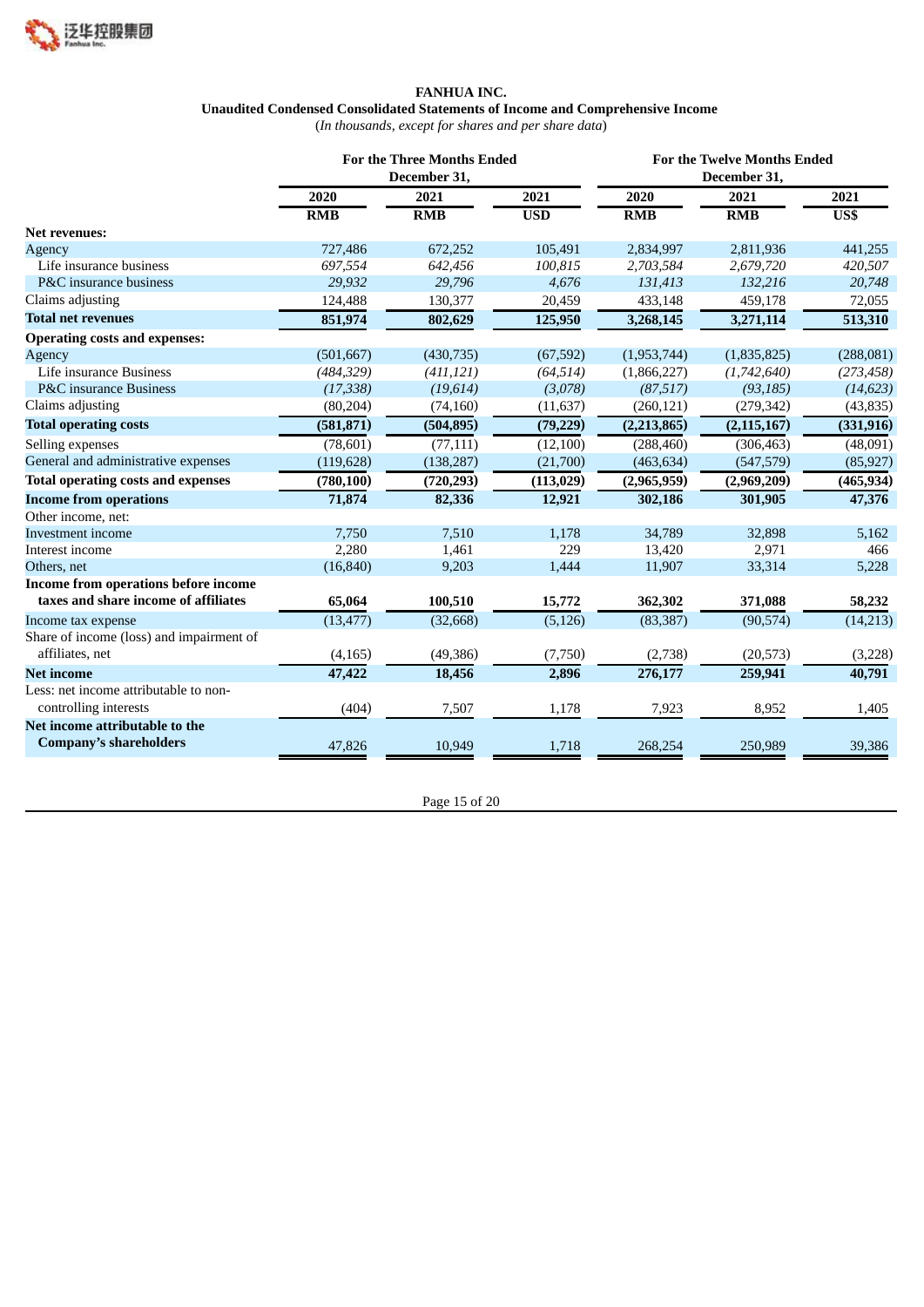**FANHUA INC.**
**Unaudited Condensed Consolidated Statements of Income and Comprehensive Income**
(*In thousands, except for shares and per share data*)

| | For the Three Months Ended December 31, | | | For the Twelve Months Ended December 31, | | |
|---|---|---|---|---|---|---|
| | 2020 | 2021 | 2021 | 2020 | 2021 | 2021 |
| | RMB | RMB | USD | RMB | RMB | US$ |
| **Net revenues:** | | | | | | |
| Agency | 727,486 | 672,252 | 105,491 | 2,834,997 | 2,811,936 | 441,255 |
| Life insurance business | *697,554* | *642,456* | *100,815* | *2,703,584* | *2,679,720* | *420,507* |
| P&C insurance business | *29,932* | *29,796* | *4,676* | *131,413* | *132,216* | *20,748* |
| Claims adjusting | 124,488 | 130,377 | 20,459 | 433,148 | 459,178 | 72,055 |
| **Total net revenues** | **851,974** | **802,629** | **125,950** | **3,268,145** | **3,271,114** | **513,310** |
| **Operating costs and expenses:** | | | | | | |
| Agency | (501,667) | (430,735) | (67,592) | (1,953,744) | (1,835,825) | (288,081) |
| Life insurance Business | *(484,329)* | *(411,121)* | *(64,514)* | (1,866,227) | *(1,742,640)* | *(273,458)* |
| P&C insurance Business | *(17,338)* | *(19,614)* | *(3,078)* | *(87,517)* | *(93,185)* | *(14,623)* |
| Claims adjusting | (80,204) | (74,160) | (11,637) | (260,121) | (279,342) | (43,835) |
| **Total operating costs** | **(581,871)** | **(504,895)** | **(79,229)** | **(2,213,865)** | **(2,115,167)** | **(331,916)** |
| Selling expenses | (78,601) | (77,111) | (12,100) | (288,460) | (306,463) | (48,091) |
| General and administrative expenses | (119,628) | (138,287) | (21,700) | (463,634) | (547,579) | (85,927) |
| **Total operating costs and expenses** | **(780,100)** | **(720,293)** | **(113,029)** | **(2,965,959)** | **(2,969,209)** | **(465,934)** |
| **Income from operations** | **71,874** | **82,336** | **12,921** | **302,186** | **301,905** | **47,376** |
| Other income, net: | | | | | | |
| Investment income | 7,750 | 7,510 | 1,178 | 34,789 | 32,898 | 5,162 |
| Interest income | 2,280 | 1,461 | 229 | 13,420 | 2,971 | 466 |
| Others, net | (16,840) | 9,203 | 1,444 | 11,907 | 33,314 | 5,228 |
| **Income from operations before income taxes and share income of affiliates** | **65,064** | **100,510** | **15,772** | **362,302** | **371,088** | **58,232** |
| Income tax expense | (13,477) | (32,668) | (5,126) | (83,387) | (90,574) | (14,213) |
| Share of income (loss) and impairment of affiliates, net | (4,165) | (49,386) | (7,750) | (2,738) | (20,573) | (3,228) |
| **Net income** | **47,422** | **18,456** | **2,896** | **276,177** | **259,941** | **40,791** |
| Less: net income attributable to non-controlling interests | (404) | 7,507 | 1,178 | 7,923 | 8,952 | 1,405 |
| **Net income attributable to the Company's shareholders** | 47,826 | 10,949 | 1,718 | 268,254 | 250,989 | 39,386 |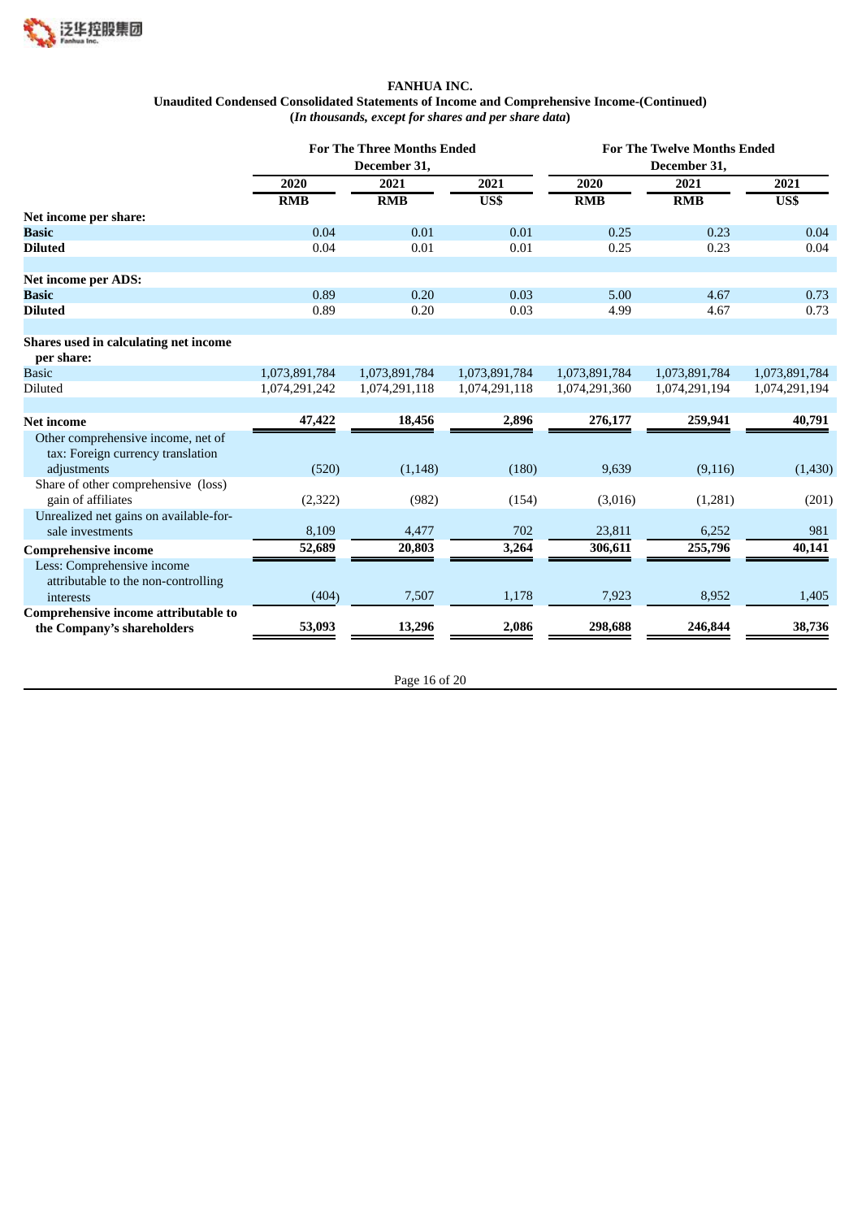**FANHUA INC.**
**Unaudited Condensed Consolidated Statements of Income and Comprehensive Income-(Continued)**
**(*In thousands, except for shares and per share data*)**

| | For The Three Months Ended December 31, | | | For The Twelve Months Ended December 31, | | |
|---|---|---|---|---|---|---|
| | 2020 | 2021 | 2021 | 2020 | 2021 | 2021 |
| | RMB | RMB | US$ | RMB | RMB | US$ |
| **Net income per share:** | | | | | | |
| **Basic** | 0.04 | 0.01 | 0.01 | 0.25 | 0.23 | 0.04 |
| **Diluted** | 0.04 | 0.01 | 0.01 | 0.25 | 0.23 | 0.04 |
| | | | | | | |
| **Net income per ADS:** | | | | | | |
| **Basic** | 0.89 | 0.20 | 0.03 | 5.00 | 4.67 | 0.73 |
| **Diluted** | 0.89 | 0.20 | 0.03 | 4.99 | 4.67 | 0.73 |
| | | | | | | |
| **Shares used in calculating net income per share:** | | | | | | |
| Basic | 1,073,891,784 | 1,073,891,784 | 1,073,891,784 | 1,073,891,784 | 1,073,891,784 | 1,073,891,784 |
| Diluted | 1,074,291,242 | 1,074,291,118 | 1,074,291,118 | 1,074,291,360 | 1,074,291,194 | 1,074,291,194 |
| | | | | | | |
| **Net income** | **47,422** | **18,456** | **2,896** | **276,177** | **259,941** | **40,791** |
| Other comprehensive income, net of tax: Foreign currency translation adjustments | (520) | (1,148) | (180) | 9,639 | (9,116) | (1,430) |
| Share of other comprehensive (loss) gain of affiliates | (2,322) | (982) | (154) | (3,016) | (1,281) | (201) |
| Unrealized net gains on available-for-sale investments | 8,109 | 4,477 | 702 | 23,811 | 6,252 | 981 |
| **Comprehensive income** | **52,689** | **20,803** | **3,264** | **306,611** | **255,796** | **40,141** |
| Less: Comprehensive income attributable to the non-controlling interests | (404) | 7,507 | 1,178 | 7,923 | 8,952 | 1,405 |
| **Comprehensive income attributable to the Company's shareholders** | **53,093** | **13,296** | **2,086** | **298,688** | **246,844** | **38,736** |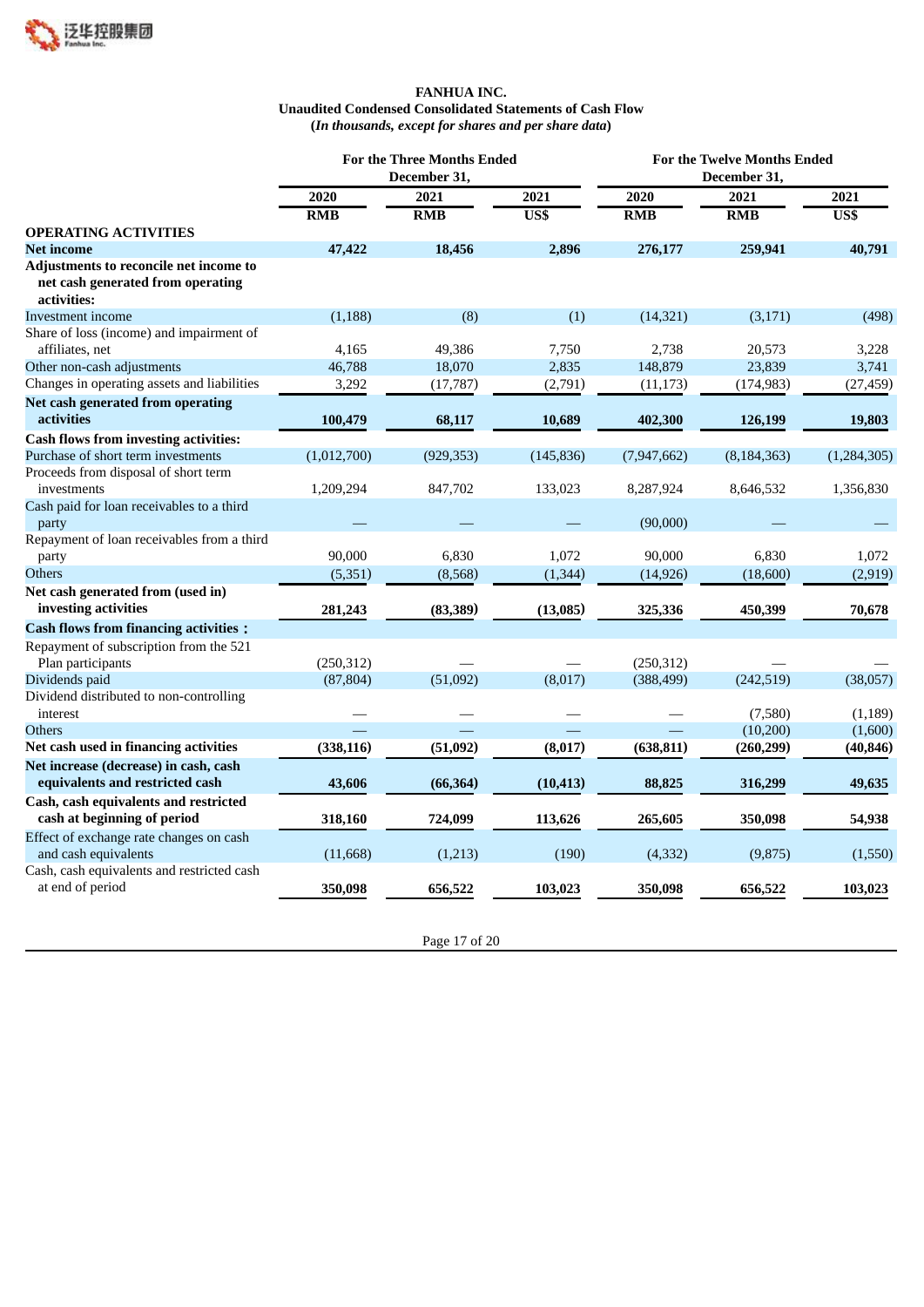**FANHUA INC.**
**Unaudited Condensed Consolidated Statements of Cash Flow**
**(*In thousands, except for shares and per share data*)**

| | For the Three Months Ended December 31, | | | For the Twelve Months Ended December 31, | | |
|---|---|---|---|---|---|---|
| | 2020 | 2021 | 2021 | 2020 | 2021 | 2021 |
| | RMB | RMB | US$ | RMB | RMB | US$ |
| **OPERATING ACTIVITIES** | | | | | | |
| **Net income** | **47,422** | **18,456** | **2,896** | **276,177** | **259,941** | **40,791** |
| **Adjustments to reconcile net income to net cash generated from operating activities:** | | | | | | |
| Investment income | (1,188) | (8) | (1) | (14,321) | (3,171) | (498) |
| Share of loss (income) and impairment of affiliates, net | 4,165 | 49,386 | 7,750 | 2,738 | 20,573 | 3,228 |
| Other non-cash adjustments | 46,788 | 18,070 | 2,835 | 148,879 | 23,839 | 3,741 |
| Changes in operating assets and liabilities | 3,292 | (17,787) | (2,791) | (11,173) | (174,983) | (27,459) |
| **Net cash generated from operating activities** | **100,479** | **68,117** | **10,689** | **402,300** | **126,199** | **19,803** |
| **Cash flows from investing activities:** | | | | | | |
| Purchase of short term investments | (1,012,700) | (929,353) | (145,836) | (7,947,662) | (8,184,363) | (1,284,305) |
| Proceeds from disposal of short term investments | 1,209,294 | 847,702 | 133,023 | 8,287,924 | 8,646,532 | 1,356,830 |
| Cash paid for loan receivables to a third party | — | — | — | (90,000) | — | — |
| Repayment of loan receivables from a third party | 90,000 | 6,830 | 1,072 | 90,000 | 6,830 | 1,072 |
| Others | (5,351) | (8,568) | (1,344) | (14,926) | (18,600) | (2,919) |
| **Net cash generated from (used in) investing activities** | **281,243** | **(83,389)** | **(13,085)** | **325,336** | **450,399** | **70,678** |
| **Cash flows from financing activities：** | | | | | | |
| Repayment of subscription from the 521 Plan participants | (250,312) | — | — | (250,312) | — | — |
| Dividends paid | (87,804) | (51,092) | (8,017) | (388,499) | (242,519) | (38,057) |
| Dividend distributed to non-controlling interest | — | — | — | — | (7,580) | (1,189) |
| Others | — | — | — | — | (10,200) | (1,600) |
| **Net cash used in financing activities** | **(338,116)** | **(51,092)** | **(8,017)** | **(638,811)** | **(260,299)** | **(40,846)** |
| **Net increase (decrease) in cash, cash equivalents and restricted cash** | **43,606** | **(66,364)** | **(10,413)** | **88,825** | **316,299** | **49,635** |
| **Cash, cash equivalents and restricted cash at beginning of period** | **318,160** | **724,099** | **113,626** | **265,605** | **350,098** | **54,938** |
| Effect of exchange rate changes on cash and cash equivalents | (11,668) | (1,213) | (190) | (4,332) | (9,875) | (1,550) |
| Cash, cash equivalents and restricted cash at end of period | **350,098** | **656,522** | **103,023** | **350,098** | **656,522** | **103,023** |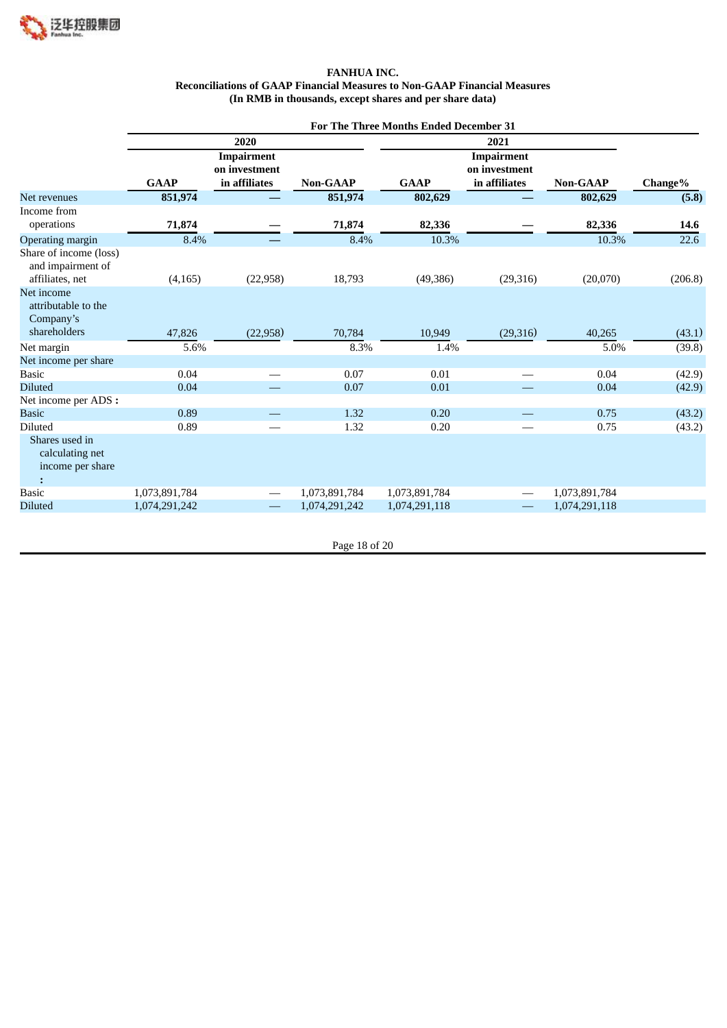**FANHUA INC.**
**Reconciliations of GAAP Financial Measures to Non-GAAP Financial Measures**
**(In RMB in thousands, except shares and per share data)**

| | For The Three Months Ended December 31 | | | | | | |
|---|---|---|---|---|---|---|---|
| | 2020 | | | 2021 | | | |
| | **GAAP** | **Impairment on investment in affiliates** | **Non-GAAP** | **GAAP** | **Impairment on investment in affiliates** | **Non-GAAP** | **Change%** |
| Net revenues | **851,974** | **—** | **851,974** | **802,629** | **—** | **802,629** | **(5.8)** |
| Income from operations | **71,874** | **—** | **71,874** | **82,336** | **—** | **82,336** | **14.6** |
| Operating margin | 8.4% | — | 8.4% | 10.3% | | 10.3% | 22.6 |
| Share of income (loss) and impairment of affiliates, net | (4,165) | (22,958) | 18,793 | (49,386) | (29,316) | (20,070) | (206.8) |
| Net income attributable to the Company's shareholders | 47,826 | (22,958) | 70,784 | 10,949 | (29,316) | 40,265 | (43.1) |
| Net margin | 5.6% | | 8.3% | 1.4% | | 5.0% | (39.8) |
| Net income per share | | | | | | | |
| Basic | 0.04 | — | 0.07 | 0.01 | — | 0.04 | (42.9) |
| Diluted | 0.04 | — | 0.07 | 0.01 | — | 0.04 | (42.9) |
| Net income per ADS **:** | | | | | | | |
| Basic | 0.89 | — | 1.32 | 0.20 | — | 0.75 | (43.2) |
| Diluted | 0.89 | — | 1.32 | 0.20 | — | 0.75 | (43.2) |
| Shares used in calculating net income per share **:** | | | | | | | |
| Basic | 1,073,891,784 | — | 1,073,891,784 | 1,073,891,784 | — | 1,073,891,784 | |
| Diluted | 1,074,291,242 | — | 1,074,291,242 | 1,074,291,118 | — | 1,074,291,118 | |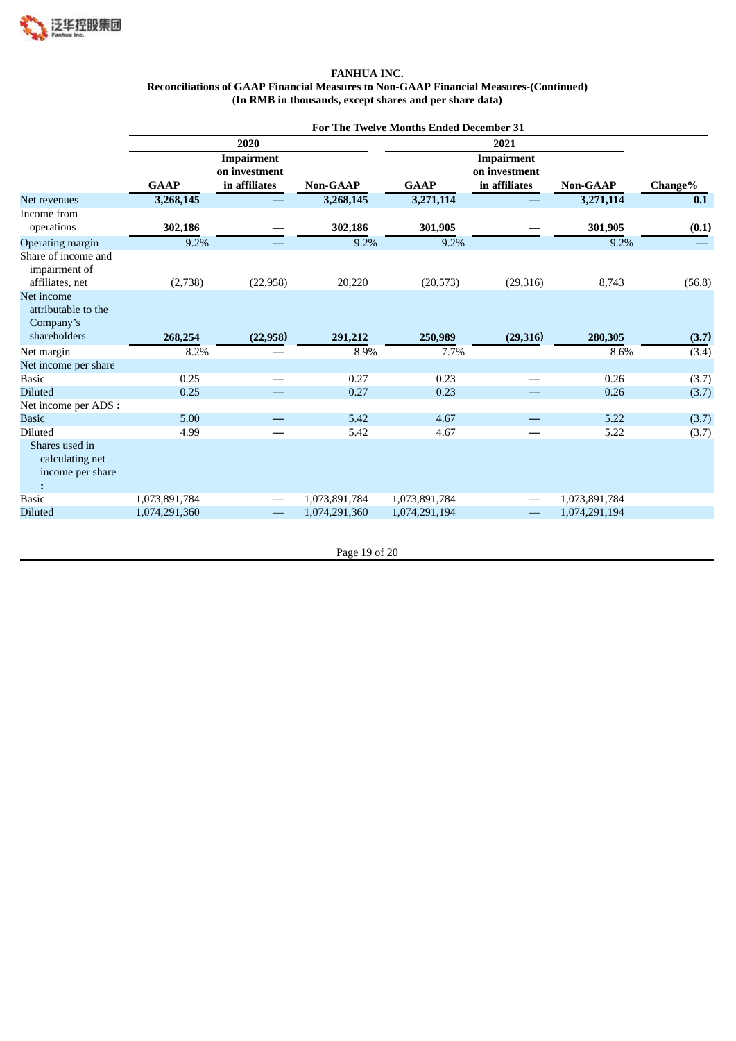**FANHUA INC.**
**Reconciliations of GAAP Financial Measures to Non-GAAP Financial Measures-(Continued)**
**(In RMB in thousands, except shares and per share data)**

| | For The Twelve Months Ended December 31 | | | | | | |
|---|---|---|---|---|---|---|---|
| | 2020 | | | 2021 | | | |
| | GAAP | Impairment on investment in affiliates | Non-GAAP | GAAP | Impairment on investment in affiliates | Non-GAAP | Change% |
| Net revenues | **3,268,145** | **—** | **3,268,145** | **3,271,114** | **—** | **3,271,114** | **0.1** |
| Income from operations | **302,186** | **—** | **302,186** | **301,905** | **—** | **301,905** | **(0.1)** |
| Operating margin | 9.2% | — | 9.2% | 9.2% | | 9.2% | — |
| Share of income and impairment of affiliates, net | (2,738) | (22,958) | 20,220 | (20,573) | (29,316) | 8,743 | (56.8) |
| Net income attributable to the Company's shareholders | **268,254** | **(22,958)** | **291,212** | **250,989** | **(29,316)** | **280,305** | **(3.7)** |
| Net margin | 8.2% | — | 8.9% | 7.7% | | 8.6% | (3.4) |
| Net income per share | | | | | | | |
| Basic | 0.25 | — | 0.27 | 0.23 | — | 0.26 | (3.7) |
| Diluted | 0.25 | — | 0.27 | 0.23 | — | 0.26 | (3.7) |
| Net income per ADS **:** | | | | | | | |
| Basic | 5.00 | — | 5.42 | 4.67 | — | 5.22 | (3.7) |
| Diluted | 4.99 | — | 5.42 | 4.67 | — | 5.22 | (3.7) |
| Shares used in calculating net income per share **:** | | | | | | | |
| Basic | 1,073,891,784 | — | 1,073,891,784 | 1,073,891,784 | — | 1,073,891,784 | |
| Diluted | 1,074,291,360 | — | 1,074,291,360 | 1,074,291,194 | — | 1,074,291,194 | |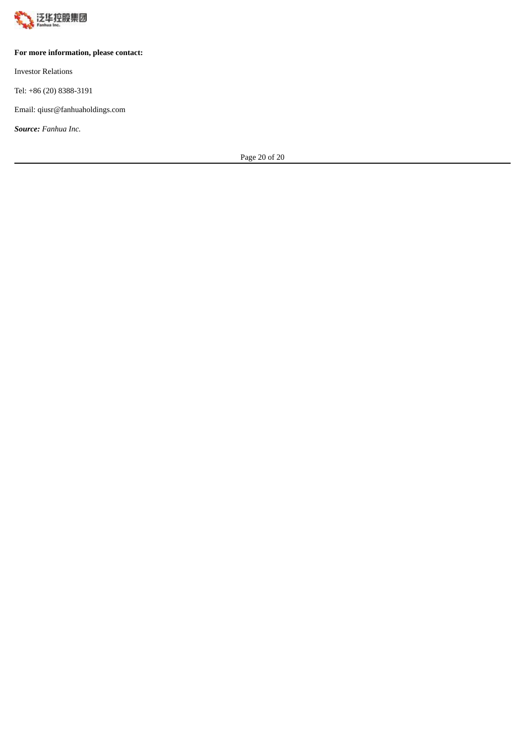**For more information, please contact:**

Investor Relations

Tel: +86 (20) 8388-3191

Email: qiusr@fanhuaholdings.com

***Source:*** *Fanhua Inc.*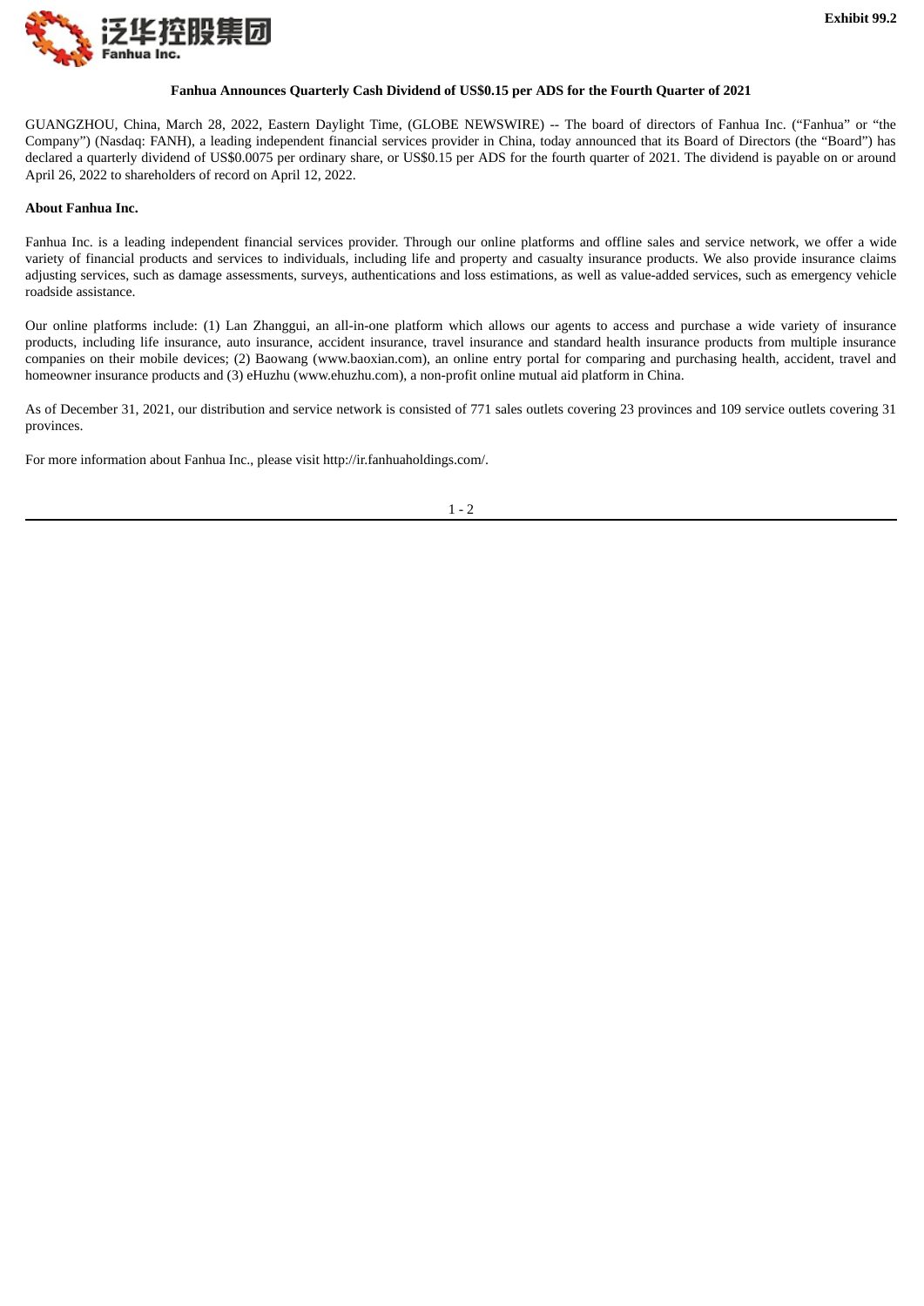**Exhibit 99.2**

**Fanhua Announces Quarterly Cash Dividend of US$0.15 per ADS for the Fourth Quarter of 2021**

GUANGZHOU, China, March 28, 2022, Eastern Daylight Time, (GLOBE NEWSWIRE) -- The board of directors of Fanhua Inc. ("Fanhua" or "the Company") (Nasdaq: FANH), a leading independent financial services provider in China, today announced that its Board of Directors (the "Board") has declared a quarterly dividend of US$0.0075 per ordinary share, or US$0.15 per ADS for the fourth quarter of 2021. The dividend is payable on or around April 26, 2022 to shareholders of record on April 12, 2022.

**About Fanhua Inc.**

Fanhua Inc. is a leading independent financial services provider. Through our online platforms and offline sales and service network, we offer a wide variety of financial products and services to individuals, including life and property and casualty insurance products. We also provide insurance claims adjusting services, such as damage assessments, surveys, authentications and loss estimations, as well as value-added services, such as emergency vehicle roadside assistance.

Our online platforms include: (1) Lan Zhanggui, an all-in-one platform which allows our agents to access and purchase a wide variety of insurance products, including life insurance, auto insurance, accident insurance, travel insurance and standard health insurance products from multiple insurance companies on their mobile devices; (2) Baowang (www.baoxian.com), an online entry portal for comparing and purchasing health, accident, travel and homeowner insurance products and (3) eHuzhu (www.ehuzhu.com), a non-profit online mutual aid platform in China.

As of December 31, 2021, our distribution and service network is consisted of 771 sales outlets covering 23 provinces and 109 service outlets covering 31 provinces.

For more information about Fanhua Inc., please visit http://ir.fanhuaholdings.com/.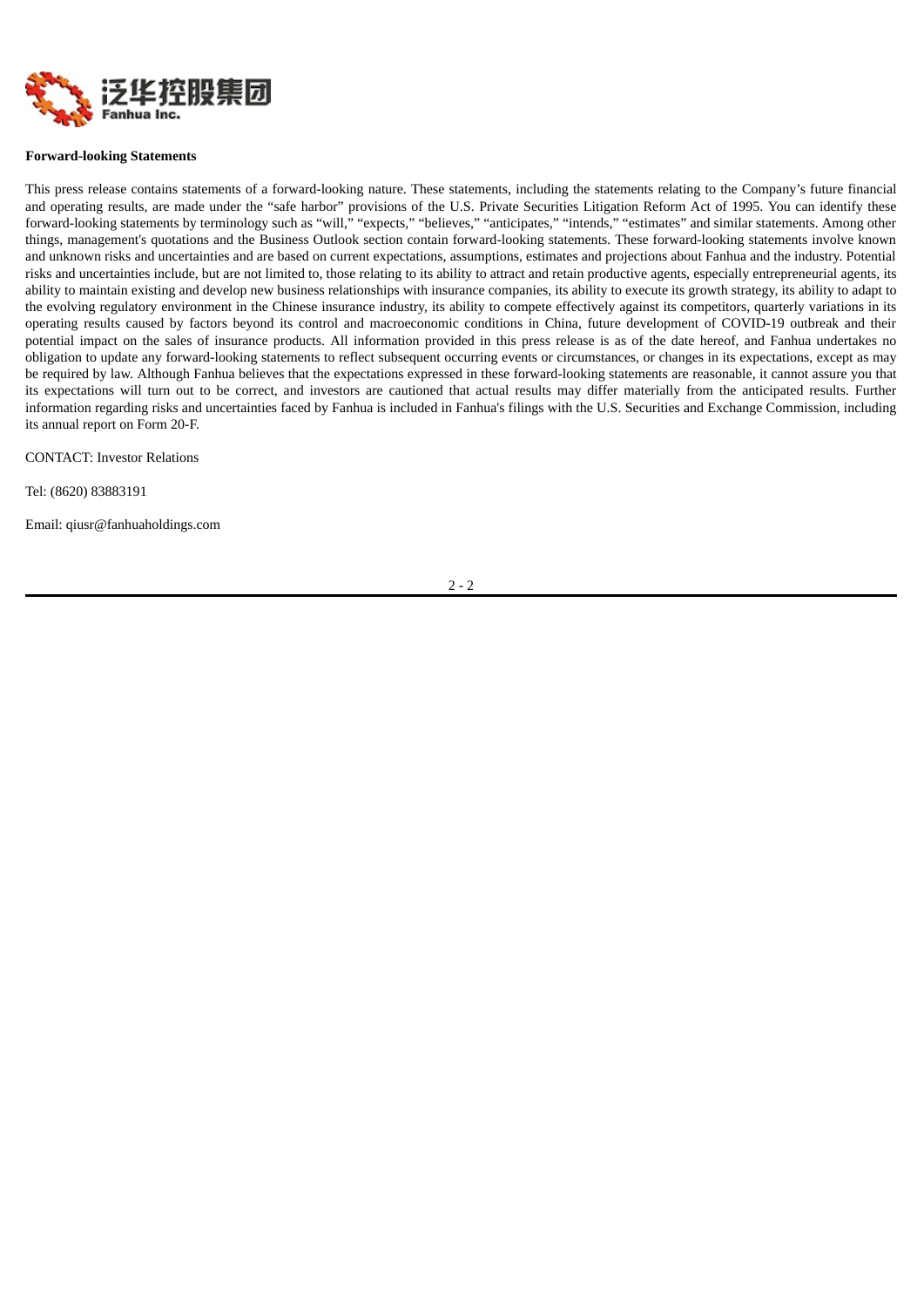**Forward-looking Statements**

This press release contains statements of a forward-looking nature. These statements, including the statements relating to the Company's future financial and operating results, are made under the "safe harbor" provisions of the U.S. Private Securities Litigation Reform Act of 1995. You can identify these forward-looking statements by terminology such as "will," "expects," "believes," "anticipates," "intends," "estimates" and similar statements. Among other things, management's quotations and the Business Outlook section contain forward-looking statements. These forward-looking statements involve known and unknown risks and uncertainties and are based on current expectations, assumptions, estimates and projections about Fanhua and the industry. Potential risks and uncertainties include, but are not limited to, those relating to its ability to attract and retain productive agents, especially entrepreneurial agents, its ability to maintain existing and develop new business relationships with insurance companies, its ability to execute its growth strategy, its ability to adapt to the evolving regulatory environment in the Chinese insurance industry, its ability to compete effectively against its competitors, quarterly variations in its operating results caused by factors beyond its control and macroeconomic conditions in China, future development of COVID-19 outbreak and their potential impact on the sales of insurance products. All information provided in this press release is as of the date hereof, and Fanhua undertakes no obligation to update any forward-looking statements to reflect subsequent occurring events or circumstances, or changes in its expectations, except as may be required by law. Although Fanhua believes that the expectations expressed in these forward-looking statements are reasonable, it cannot assure you that its expectations will turn out to be correct, and investors are cautioned that actual results may differ materially from the anticipated results. Further information regarding risks and uncertainties faced by Fanhua is included in Fanhua's filings with the U.S. Securities and Exchange Commission, including its annual report on Form 20-F.

CONTACT: Investor Relations

Tel: (8620) 83883191

Email: qiusr@fanhuaholdings.com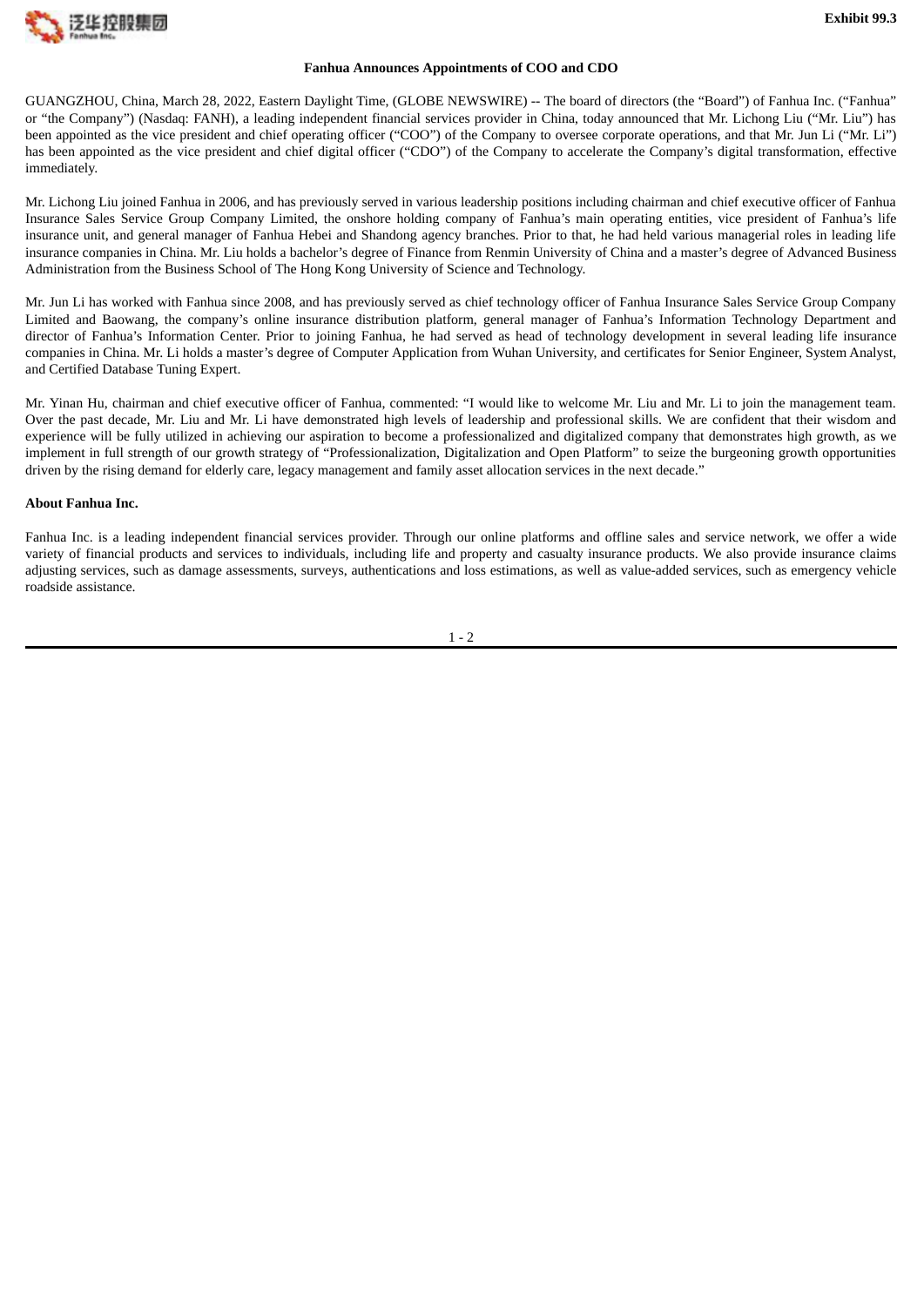**Exhibit 99.3**

# Fanhua Announces Appointments of COO and CDO

GUANGZHOU, China, March 28, 2022, Eastern Daylight Time, (GLOBE NEWSWIRE) -- The board of directors (the "Board") of Fanhua Inc. ("Fanhua" or "the Company") (Nasdaq: FANH), a leading independent financial services provider in China, today announced that Mr. Lichong Liu ("Mr. Liu") has been appointed as the vice president and chief operating officer ("COO") of the Company to oversee corporate operations, and that Mr. Jun Li ("Mr. Li") has been appointed as the vice president and chief digital officer ("CDO") of the Company to accelerate the Company's digital transformation, effective immediately.

Mr. Lichong Liu joined Fanhua in 2006, and has previously served in various leadership positions including chairman and chief executive officer of Fanhua Insurance Sales Service Group Company Limited, the onshore holding company of Fanhua's main operating entities, vice president of Fanhua's life insurance unit, and general manager of Fanhua Hebei and Shandong agency branches. Prior to that, he had held various managerial roles in leading life insurance companies in China. Mr. Liu holds a bachelor's degree of Finance from Renmin University of China and a master's degree of Advanced Business Administration from the Business School of The Hong Kong University of Science and Technology.

Mr. Jun Li has worked with Fanhua since 2008, and has previously served as chief technology officer of Fanhua Insurance Sales Service Group Company Limited and Baowang, the company's online insurance distribution platform, general manager of Fanhua's Information Technology Department and director of Fanhua's Information Center. Prior to joining Fanhua, he had served as head of technology development in several leading life insurance companies in China. Mr. Li holds a master's degree of Computer Application from Wuhan University, and certificates for Senior Engineer, System Analyst, and Certified Database Tuning Expert.

Mr. Yinan Hu, chairman and chief executive officer of Fanhua, commented: "I would like to welcome Mr. Liu and Mr. Li to join the management team. Over the past decade, Mr. Liu and Mr. Li have demonstrated high levels of leadership and professional skills. We are confident that their wisdom and experience will be fully utilized in achieving our aspiration to become a professionalized and digitalized company that demonstrates high growth, as we implement in full strength of our growth strategy of "Professionalization, Digitalization and Open Platform" to seize the burgeoning growth opportunities driven by the rising demand for elderly care, legacy management and family asset allocation services in the next decade."

**About Fanhua Inc.**

Fanhua Inc. is a leading independent financial services provider. Through our online platforms and offline sales and service network, we offer a wide variety of financial products and services to individuals, including life and property and casualty insurance products. We also provide insurance claims adjusting services, such as damage assessments, surveys, authentications and loss estimations, as well as value-added services, such as emergency vehicle roadside assistance.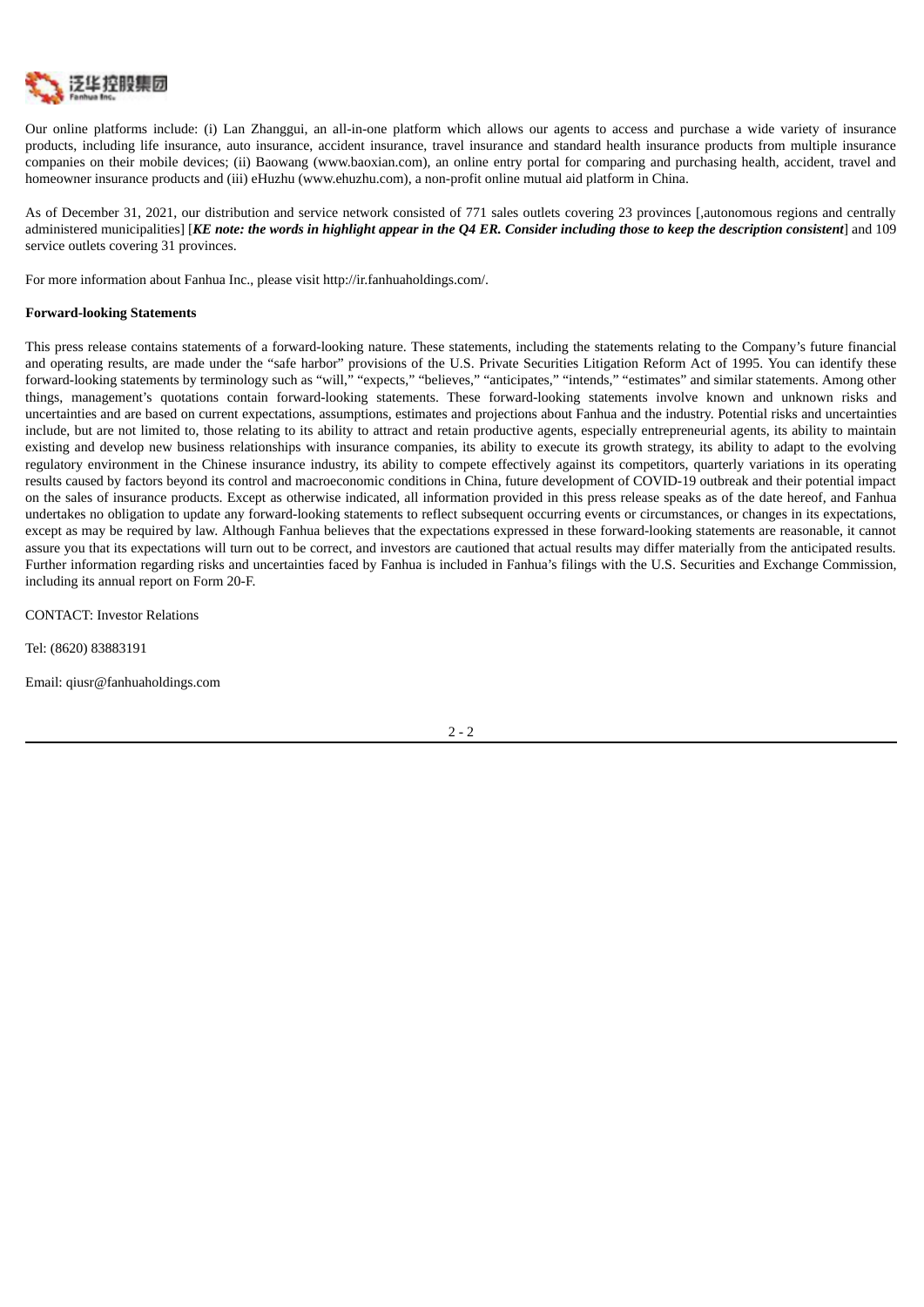Our online platforms include: (i) Lan Zhanggui, an all-in-one platform which allows our agents to access and purchase a wide variety of insurance products, including life insurance, auto insurance, accident insurance, travel insurance and standard health insurance products from multiple insurance companies on their mobile devices; (ii) Baowang (www.baoxian.com), an online entry portal for comparing and purchasing health, accident, travel and homeowner insurance products and (iii) eHuzhu (www.ehuzhu.com), a non-profit online mutual aid platform in China.

As of December 31, 2021, our distribution and service network consisted of 771 sales outlets covering 23 provinces [,autonomous regions and centrally administered municipalities] [***KE note: the words in highlight appear in the Q4 ER. Consider including those to keep the description consistent***] and 109 service outlets covering 31 provinces.

For more information about Fanhua Inc., please visit http://ir.fanhuaholdings.com/.

**Forward-looking Statements**

This press release contains statements of a forward-looking nature. These statements, including the statements relating to the Company's future financial and operating results, are made under the "safe harbor" provisions of the U.S. Private Securities Litigation Reform Act of 1995. You can identify these forward-looking statements by terminology such as "will," "expects," "believes," "anticipates," "intends," "estimates" and similar statements. Among other things, management's quotations contain forward-looking statements. These forward-looking statements involve known and unknown risks and uncertainties and are based on current expectations, assumptions, estimates and projections about Fanhua and the industry. Potential risks and uncertainties include, but are not limited to, those relating to its ability to attract and retain productive agents, especially entrepreneurial agents, its ability to maintain existing and develop new business relationships with insurance companies, its ability to execute its growth strategy, its ability to adapt to the evolving regulatory environment in the Chinese insurance industry, its ability to compete effectively against its competitors, quarterly variations in its operating results caused by factors beyond its control and macroeconomic conditions in China, future development of COVID-19 outbreak and their potential impact on the sales of insurance products. Except as otherwise indicated, all information provided in this press release speaks as of the date hereof, and Fanhua undertakes no obligation to update any forward-looking statements to reflect subsequent occurring events or circumstances, or changes in its expectations, except as may be required by law. Although Fanhua believes that the expectations expressed in these forward-looking statements are reasonable, it cannot assure you that its expectations will turn out to be correct, and investors are cautioned that actual results may differ materially from the anticipated results. Further information regarding risks and uncertainties faced by Fanhua is included in Fanhua's filings with the U.S. Securities and Exchange Commission, including its annual report on Form 20-F.

CONTACT: Investor Relations

Tel: (8620) 83883191

Email: qiusr@fanhuaholdings.com